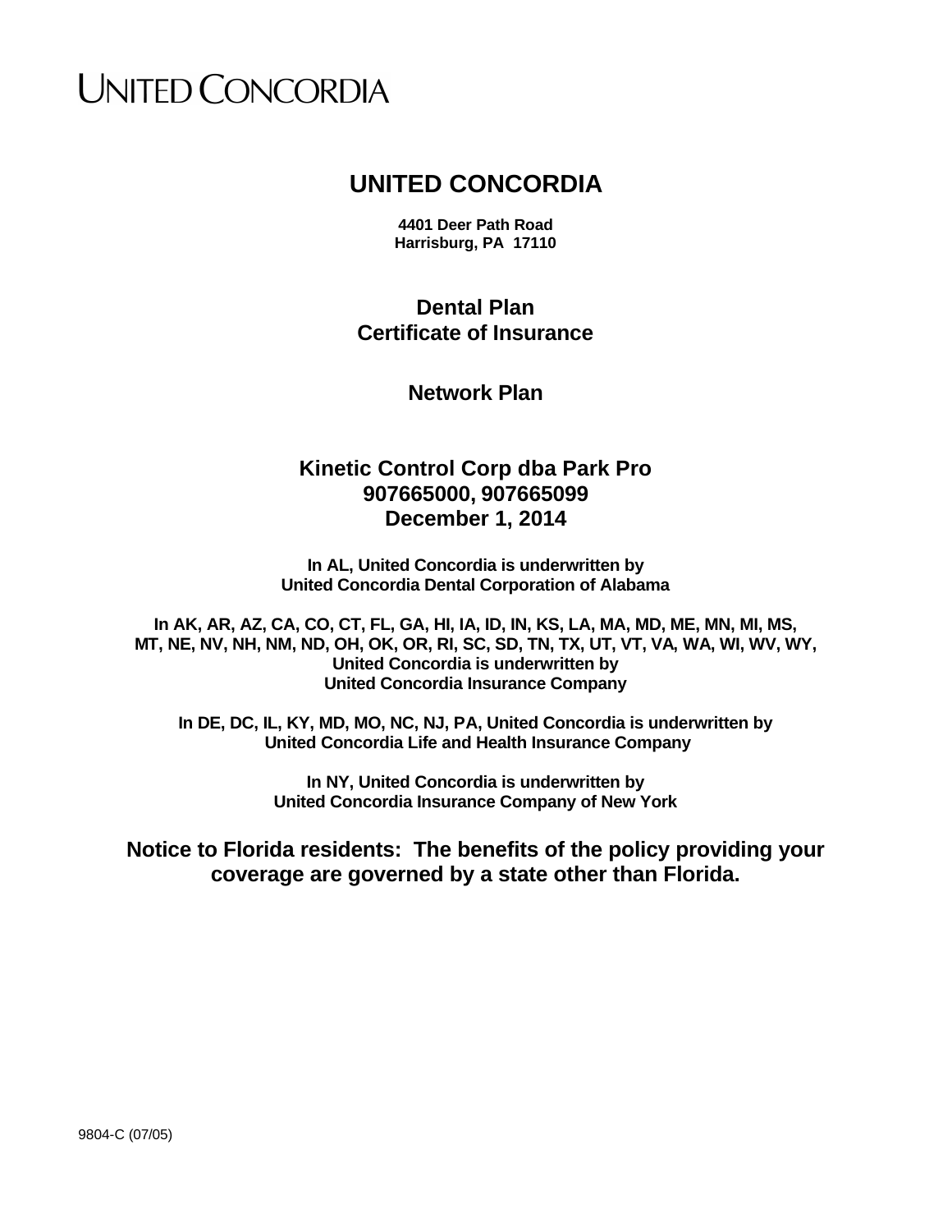UNITED CONCORDIA

# UNITED CONCORDIA

**4401 Deer Path Road**
**Harrisburg, PA 17110**

## Dental Plan
## Certificate of Insurance

## Network Plan

## Kinetic Control Corp dba Park Pro
## 907665000, 907665099
## December 1, 2014

**In AL, United Concordia is underwritten by**
**United Concordia Dental Corporation of Alabama**

**In AK, AR, AZ, CA, CO, CT, FL, GA, HI, IA, ID, IN, KS, LA, MA, MD, ME, MN, MI, MS, MT, NE, NV, NH, NM, ND, OH, OK, OR, RI, SC, SD, TN, TX, UT, VT, VA, WA, WI, WV, WY, United Concordia is underwritten by**
**United Concordia Insurance Company**

**In DE, DC, IL, KY, MD, MO, NC, NJ, PA, United Concordia is underwritten by**
**United Concordia Life and Health Insurance Company**

**In NY, United Concordia is underwritten by**
**United Concordia Insurance Company of New York**

**Notice to Florida residents: The benefits of the policy providing your coverage are governed by a state other than Florida.**

9804-C (07/05)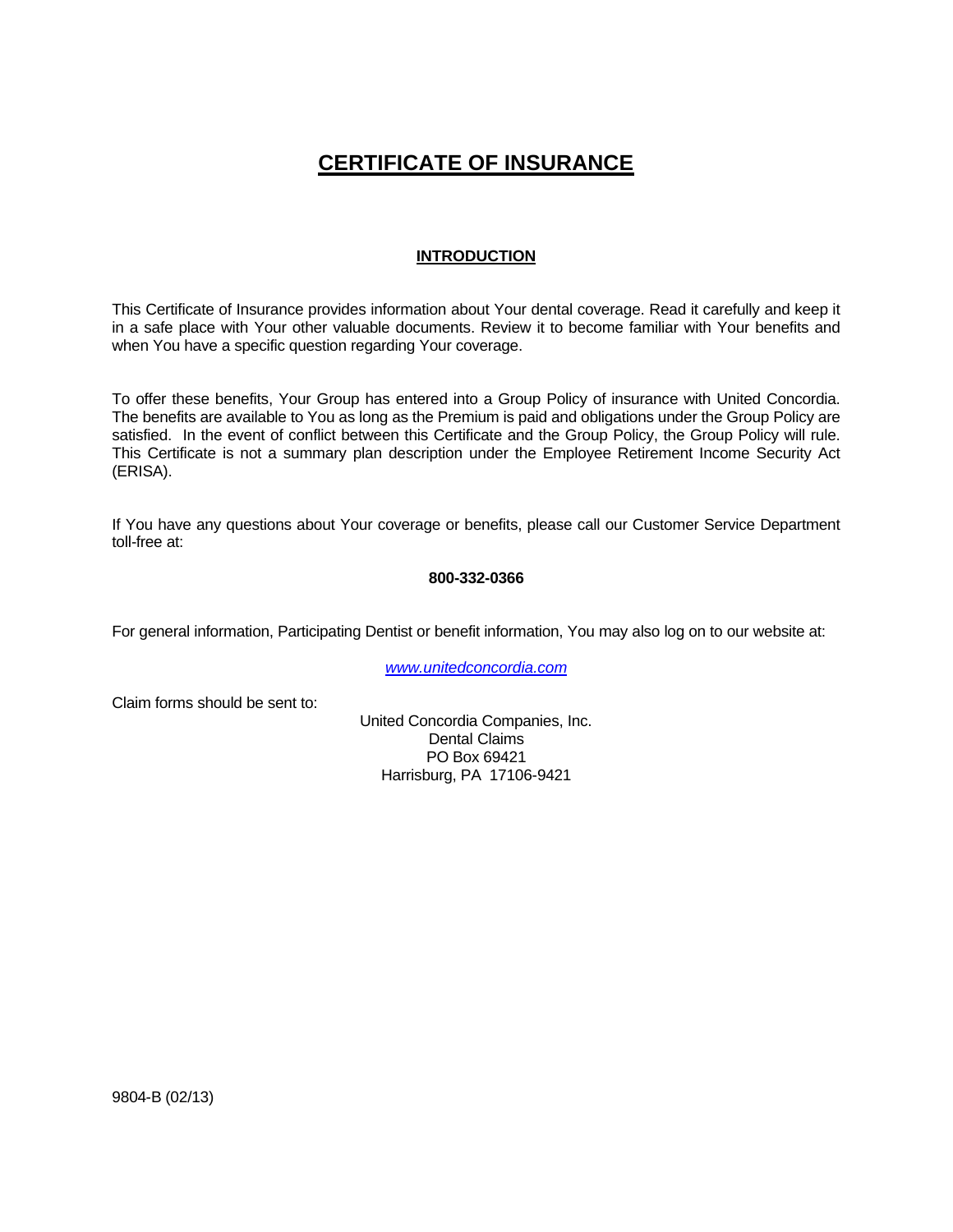# CERTIFICATE OF INSURANCE

## INTRODUCTION

This Certificate of Insurance provides information about Your dental coverage. Read it carefully and keep it in a safe place with Your other valuable documents. Review it to become familiar with Your benefits and when You have a specific question regarding Your coverage.

To offer these benefits, Your Group has entered into a Group Policy of insurance with United Concordia. The benefits are available to You as long as the Premium is paid and obligations under the Group Policy are satisfied. In the event of conflict between this Certificate and the Group Policy, the Group Policy will rule. This Certificate is not a summary plan description under the Employee Retirement Income Security Act (ERISA).

If You have any questions about Your coverage or benefits, please call our Customer Service Department toll-free at:

**800-332-0366**

For general information, Participating Dentist or benefit information, You may also log on to our website at:

*www.unitedconcordia.com*

Claim forms should be sent to:

United Concordia Companies, Inc.
Dental Claims
PO Box 69421
Harrisburg, PA 17106-9421

9804-B (02/13)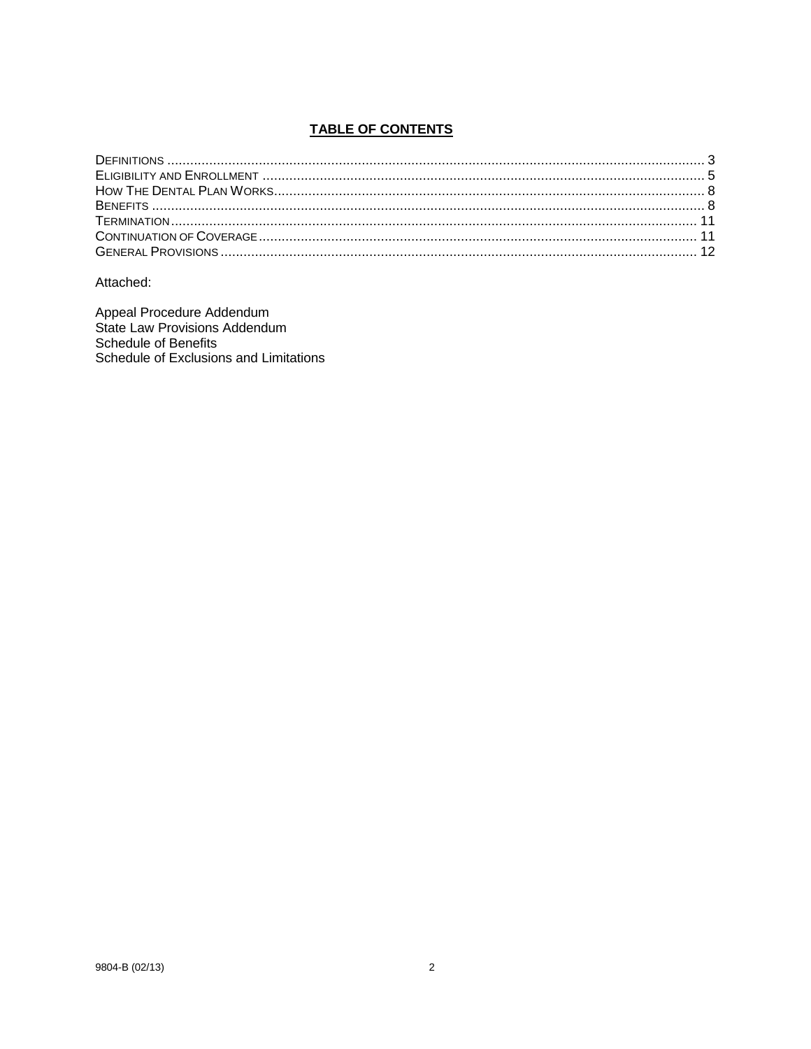## TABLE OF CONTENTS

| | |
|---|---|
| DEFINITIONS | 3 |
| ELIGIBILITY AND ENROLLMENT | 5 |
| HOW THE DENTAL PLAN WORKS | 8 |
| BENEFITS | 8 |
| TERMINATION | 11 |
| CONTINUATION OF COVERAGE | 11 |
| GENERAL PROVISIONS | 12 |

Attached:

Appeal Procedure Addendum
State Law Provisions Addendum
Schedule of Benefits
Schedule of Exclusions and Limitations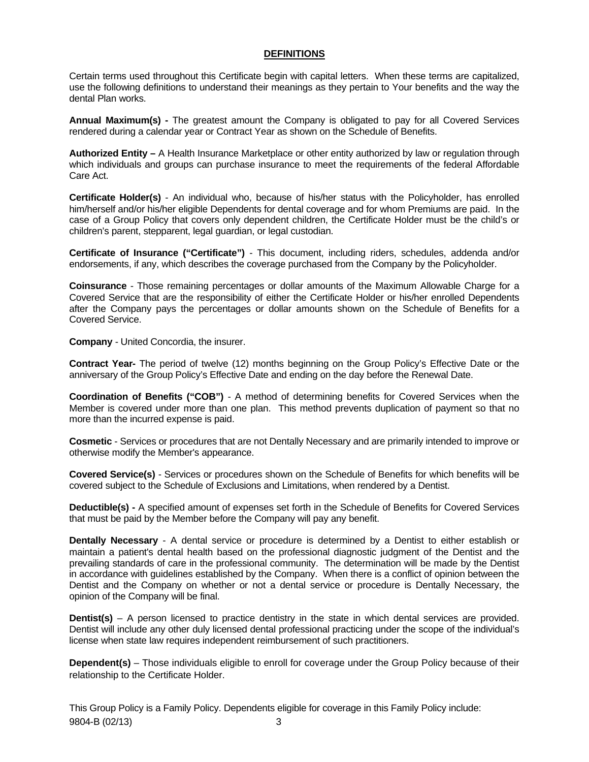## DEFINITIONS

Certain terms used throughout this Certificate begin with capital letters. When these terms are capitalized, use the following definitions to understand their meanings as they pertain to Your benefits and the way the dental Plan works.

**Annual Maximum(s) -** The greatest amount the Company is obligated to pay for all Covered Services rendered during a calendar year or Contract Year as shown on the Schedule of Benefits.

**Authorized Entity –** A Health Insurance Marketplace or other entity authorized by law or regulation through which individuals and groups can purchase insurance to meet the requirements of the federal Affordable Care Act.

**Certificate Holder(s)** - An individual who, because of his/her status with the Policyholder, has enrolled him/herself and/or his/her eligible Dependents for dental coverage and for whom Premiums are paid. In the case of a Group Policy that covers only dependent children, the Certificate Holder must be the child's or children's parent, stepparent, legal guardian, or legal custodian.

**Certificate of Insurance ("Certificate")** - This document, including riders, schedules, addenda and/or endorsements, if any, which describes the coverage purchased from the Company by the Policyholder.

**Coinsurance** - Those remaining percentages or dollar amounts of the Maximum Allowable Charge for a Covered Service that are the responsibility of either the Certificate Holder or his/her enrolled Dependents after the Company pays the percentages or dollar amounts shown on the Schedule of Benefits for a Covered Service.

**Company** - United Concordia, the insurer.

**Contract Year-** The period of twelve (12) months beginning on the Group Policy's Effective Date or the anniversary of the Group Policy's Effective Date and ending on the day before the Renewal Date.

**Coordination of Benefits ("COB")** - A method of determining benefits for Covered Services when the Member is covered under more than one plan. This method prevents duplication of payment so that no more than the incurred expense is paid.

**Cosmetic** - Services or procedures that are not Dentally Necessary and are primarily intended to improve or otherwise modify the Member's appearance.

**Covered Service(s)** - Services or procedures shown on the Schedule of Benefits for which benefits will be covered subject to the Schedule of Exclusions and Limitations, when rendered by a Dentist.

**Deductible(s) -** A specified amount of expenses set forth in the Schedule of Benefits for Covered Services that must be paid by the Member before the Company will pay any benefit.

**Dentally Necessary** - A dental service or procedure is determined by a Dentist to either establish or maintain a patient's dental health based on the professional diagnostic judgment of the Dentist and the prevailing standards of care in the professional community. The determination will be made by the Dentist in accordance with guidelines established by the Company. When there is a conflict of opinion between the Dentist and the Company on whether or not a dental service or procedure is Dentally Necessary, the opinion of the Company will be final.

**Dentist(s)** – A person licensed to practice dentistry in the state in which dental services are provided. Dentist will include any other duly licensed dental professional practicing under the scope of the individual's license when state law requires independent reimbursement of such practitioners.

**Dependent(s)** – Those individuals eligible to enroll for coverage under the Group Policy because of their relationship to the Certificate Holder.

This Group Policy is a Family Policy. Dependents eligible for coverage in this Family Policy include: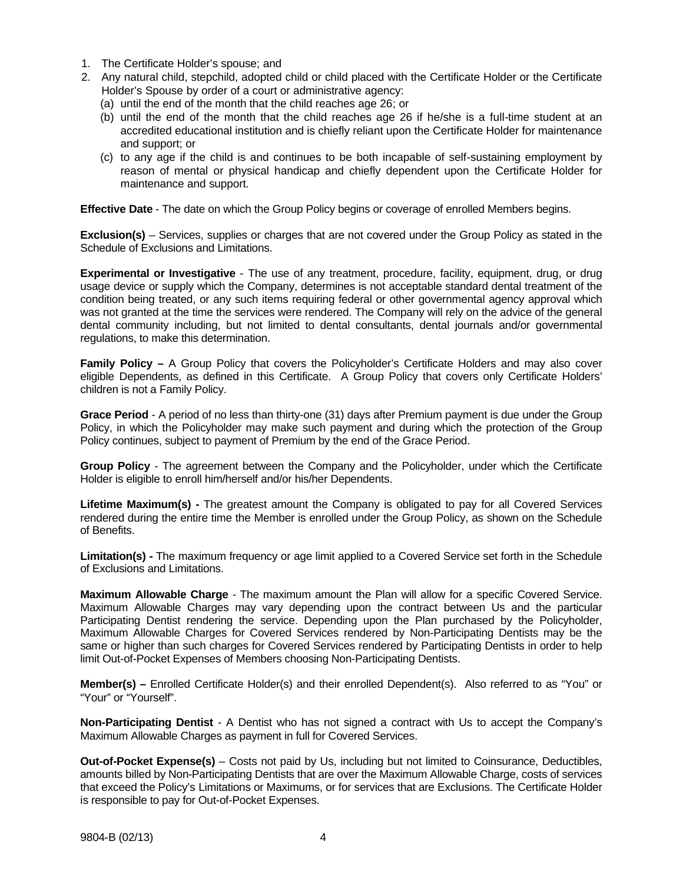1. The Certificate Holder's spouse; and
2. Any natural child, stepchild, adopted child or child placed with the Certificate Holder or the Certificate Holder's Spouse by order of a court or administrative agency:
   (a) until the end of the month that the child reaches age 26; or
   (b) until the end of the month that the child reaches age 26 if he/she is a full-time student at an accredited educational institution and is chiefly reliant upon the Certificate Holder for maintenance and support; or
   (c) to any age if the child is and continues to be both incapable of self-sustaining employment by reason of mental or physical handicap and chiefly dependent upon the Certificate Holder for maintenance and support.

**Effective Date** - The date on which the Group Policy begins or coverage of enrolled Members begins.

**Exclusion(s)** – Services, supplies or charges that are not covered under the Group Policy as stated in the Schedule of Exclusions and Limitations.

**Experimental or Investigative** - The use of any treatment, procedure, facility, equipment, drug, or drug usage device or supply which the Company, determines is not acceptable standard dental treatment of the condition being treated, or any such items requiring federal or other governmental agency approval which was not granted at the time the services were rendered. The Company will rely on the advice of the general dental community including, but not limited to dental consultants, dental journals and/or governmental regulations, to make this determination.

**Family Policy –** A Group Policy that covers the Policyholder's Certificate Holders and may also cover eligible Dependents, as defined in this Certificate. A Group Policy that covers only Certificate Holders' children is not a Family Policy.

**Grace Period** - A period of no less than thirty-one (31) days after Premium payment is due under the Group Policy, in which the Policyholder may make such payment and during which the protection of the Group Policy continues, subject to payment of Premium by the end of the Grace Period.

**Group Policy** - The agreement between the Company and the Policyholder, under which the Certificate Holder is eligible to enroll him/herself and/or his/her Dependents.

**Lifetime Maximum(s) -** The greatest amount the Company is obligated to pay for all Covered Services rendered during the entire time the Member is enrolled under the Group Policy, as shown on the Schedule of Benefits.

**Limitation(s) -** The maximum frequency or age limit applied to a Covered Service set forth in the Schedule of Exclusions and Limitations.

**Maximum Allowable Charge** - The maximum amount the Plan will allow for a specific Covered Service. Maximum Allowable Charges may vary depending upon the contract between Us and the particular Participating Dentist rendering the service. Depending upon the Plan purchased by the Policyholder, Maximum Allowable Charges for Covered Services rendered by Non-Participating Dentists may be the same or higher than such charges for Covered Services rendered by Participating Dentists in order to help limit Out-of-Pocket Expenses of Members choosing Non-Participating Dentists.

**Member(s) –** Enrolled Certificate Holder(s) and their enrolled Dependent(s). Also referred to as "You" or "Your" or "Yourself".

**Non-Participating Dentist** - A Dentist who has not signed a contract with Us to accept the Company's Maximum Allowable Charges as payment in full for Covered Services.

**Out-of-Pocket Expense(s)** – Costs not paid by Us, including but not limited to Coinsurance, Deductibles, amounts billed by Non-Participating Dentists that are over the Maximum Allowable Charge, costs of services that exceed the Policy's Limitations or Maximums, or for services that are Exclusions. The Certificate Holder is responsible to pay for Out-of-Pocket Expenses.

9804-B (02/13)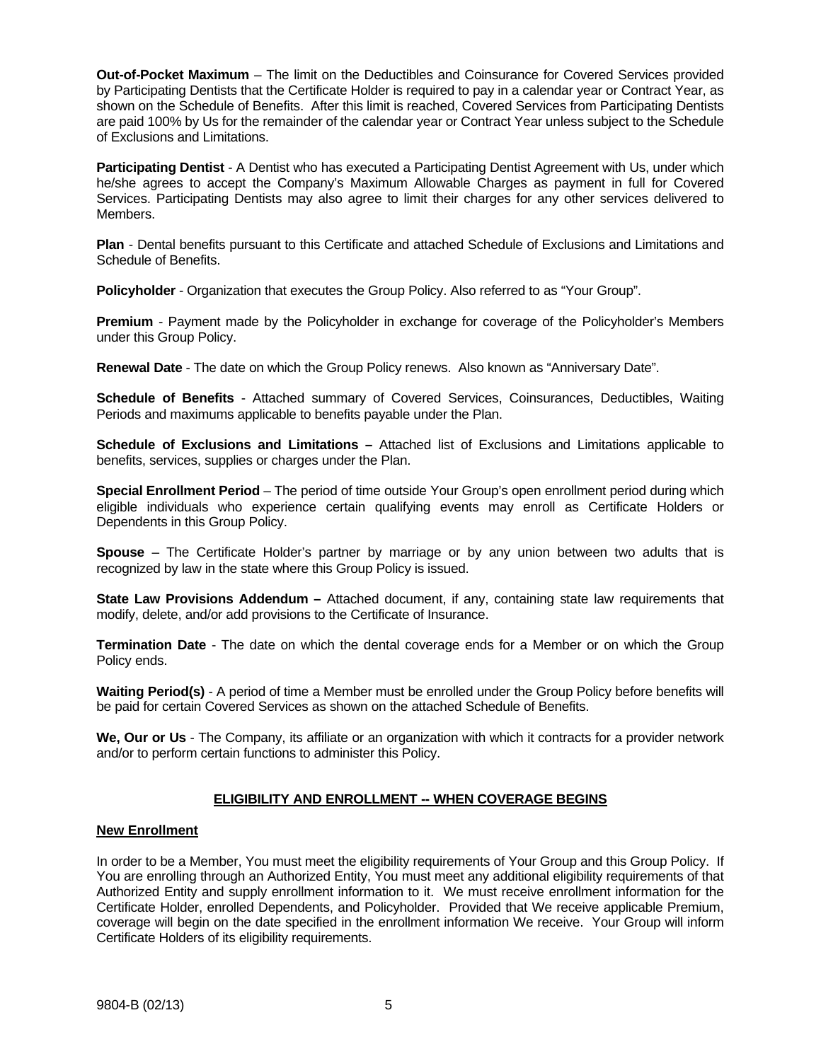**Out-of-Pocket Maximum** – The limit on the Deductibles and Coinsurance for Covered Services provided by Participating Dentists that the Certificate Holder is required to pay in a calendar year or Contract Year, as shown on the Schedule of Benefits. After this limit is reached, Covered Services from Participating Dentists are paid 100% by Us for the remainder of the calendar year or Contract Year unless subject to the Schedule of Exclusions and Limitations.

**Participating Dentist** - A Dentist who has executed a Participating Dentist Agreement with Us, under which he/she agrees to accept the Company's Maximum Allowable Charges as payment in full for Covered Services. Participating Dentists may also agree to limit their charges for any other services delivered to Members.

**Plan** - Dental benefits pursuant to this Certificate and attached Schedule of Exclusions and Limitations and Schedule of Benefits.

**Policyholder** - Organization that executes the Group Policy. Also referred to as "Your Group".

**Premium** - Payment made by the Policyholder in exchange for coverage of the Policyholder's Members under this Group Policy.

**Renewal Date** - The date on which the Group Policy renews. Also known as "Anniversary Date".

**Schedule of Benefits** - Attached summary of Covered Services, Coinsurances, Deductibles, Waiting Periods and maximums applicable to benefits payable under the Plan.

**Schedule of Exclusions and Limitations –** Attached list of Exclusions and Limitations applicable to benefits, services, supplies or charges under the Plan.

**Special Enrollment Period** – The period of time outside Your Group's open enrollment period during which eligible individuals who experience certain qualifying events may enroll as Certificate Holders or Dependents in this Group Policy.

**Spouse** – The Certificate Holder's partner by marriage or by any union between two adults that is recognized by law in the state where this Group Policy is issued.

**State Law Provisions Addendum –** Attached document, if any, containing state law requirements that modify, delete, and/or add provisions to the Certificate of Insurance.

**Termination Date** - The date on which the dental coverage ends for a Member or on which the Group Policy ends.

**Waiting Period(s)** - A period of time a Member must be enrolled under the Group Policy before benefits will be paid for certain Covered Services as shown on the attached Schedule of Benefits.

**We, Our or Us** - The Company, its affiliate or an organization with which it contracts for a provider network and/or to perform certain functions to administer this Policy.

## ELIGIBILITY AND ENROLLMENT -- WHEN COVERAGE BEGINS

### New Enrollment

In order to be a Member, You must meet the eligibility requirements of Your Group and this Group Policy. If You are enrolling through an Authorized Entity, You must meet any additional eligibility requirements of that Authorized Entity and supply enrollment information to it. We must receive enrollment information for the Certificate Holder, enrolled Dependents, and Policyholder. Provided that We receive applicable Premium, coverage will begin on the date specified in the enrollment information We receive. Your Group will inform Certificate Holders of its eligibility requirements.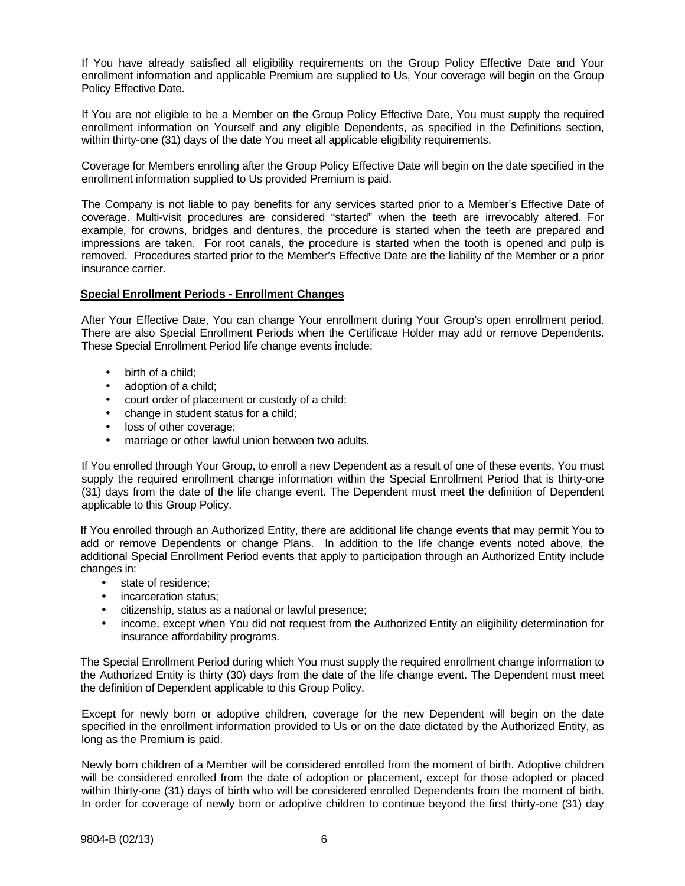If You have already satisfied all eligibility requirements on the Group Policy Effective Date and Your enrollment information and applicable Premium are supplied to Us, Your coverage will begin on the Group Policy Effective Date.

If You are not eligible to be a Member on the Group Policy Effective Date, You must supply the required enrollment information on Yourself and any eligible Dependents, as specified in the Definitions section, within thirty-one (31) days of the date You meet all applicable eligibility requirements.

Coverage for Members enrolling after the Group Policy Effective Date will begin on the date specified in the enrollment information supplied to Us provided Premium is paid.

The Company is not liable to pay benefits for any services started prior to a Member's Effective Date of coverage. Multi-visit procedures are considered "started" when the teeth are irrevocably altered. For example, for crowns, bridges and dentures, the procedure is started when the teeth are prepared and impressions are taken. For root canals, the procedure is started when the tooth is opened and pulp is removed. Procedures started prior to the Member's Effective Date are the liability of the Member or a prior insurance carrier.

**Special Enrollment Periods - Enrollment Changes**

After Your Effective Date, You can change Your enrollment during Your Group's open enrollment period. There are also Special Enrollment Periods when the Certificate Holder may add or remove Dependents. These Special Enrollment Period life change events include:

- birth of a child;
- adoption of a child;
- court order of placement or custody of a child;
- change in student status for a child;
- loss of other coverage;
- marriage or other lawful union between two adults.

If You enrolled through Your Group, to enroll a new Dependent as a result of one of these events, You must supply the required enrollment change information within the Special Enrollment Period that is thirty-one (31) days from the date of the life change event. The Dependent must meet the definition of Dependent applicable to this Group Policy.

If You enrolled through an Authorized Entity, there are additional life change events that may permit You to add or remove Dependents or change Plans. In addition to the life change events noted above, the additional Special Enrollment Period events that apply to participation through an Authorized Entity include changes in:

- state of residence;
- incarceration status;
- citizenship, status as a national or lawful presence;
- income, except when You did not request from the Authorized Entity an eligibility determination for insurance affordability programs.

The Special Enrollment Period during which You must supply the required enrollment change information to the Authorized Entity is thirty (30) days from the date of the life change event. The Dependent must meet the definition of Dependent applicable to this Group Policy.

Except for newly born or adoptive children, coverage for the new Dependent will begin on the date specified in the enrollment information provided to Us or on the date dictated by the Authorized Entity, as long as the Premium is paid.

Newly born children of a Member will be considered enrolled from the moment of birth. Adoptive children will be considered enrolled from the date of adoption or placement, except for those adopted or placed within thirty-one (31) days of birth who will be considered enrolled Dependents from the moment of birth. In order for coverage of newly born or adoptive children to continue beyond the first thirty-one (31) day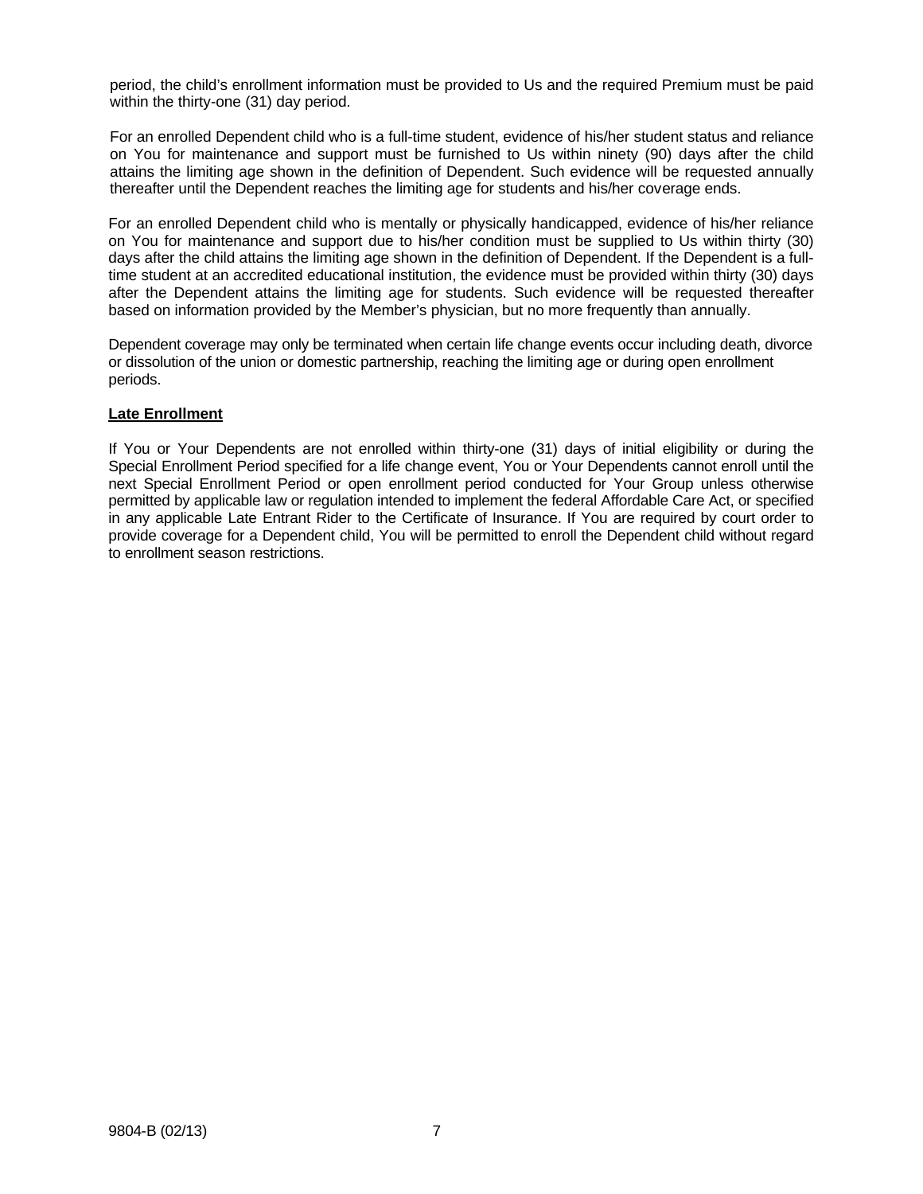period, the child's enrollment information must be provided to Us and the required Premium must be paid within the thirty-one (31) day period.

For an enrolled Dependent child who is a full-time student, evidence of his/her student status and reliance on You for maintenance and support must be furnished to Us within ninety (90) days after the child attains the limiting age shown in the definition of Dependent. Such evidence will be requested annually thereafter until the Dependent reaches the limiting age for students and his/her coverage ends.

For an enrolled Dependent child who is mentally or physically handicapped, evidence of his/her reliance on You for maintenance and support due to his/her condition must be supplied to Us within thirty (30) days after the child attains the limiting age shown in the definition of Dependent. If the Dependent is a full-time student at an accredited educational institution, the evidence must be provided within thirty (30) days after the Dependent attains the limiting age for students. Such evidence will be requested thereafter based on information provided by the Member's physician, but no more frequently than annually.

Dependent coverage may only be terminated when certain life change events occur including death, divorce or dissolution of the union or domestic partnership, reaching the limiting age or during open enrollment periods.

**Late Enrollment**

If You or Your Dependents are not enrolled within thirty-one (31) days of initial eligibility or during the Special Enrollment Period specified for a life change event, You or Your Dependents cannot enroll until the next Special Enrollment Period or open enrollment period conducted for Your Group unless otherwise permitted by applicable law or regulation intended to implement the federal Affordable Care Act, or specified in any applicable Late Entrant Rider to the Certificate of Insurance. If You are required by court order to provide coverage for a Dependent child, You will be permitted to enroll the Dependent child without regard to enrollment season restrictions.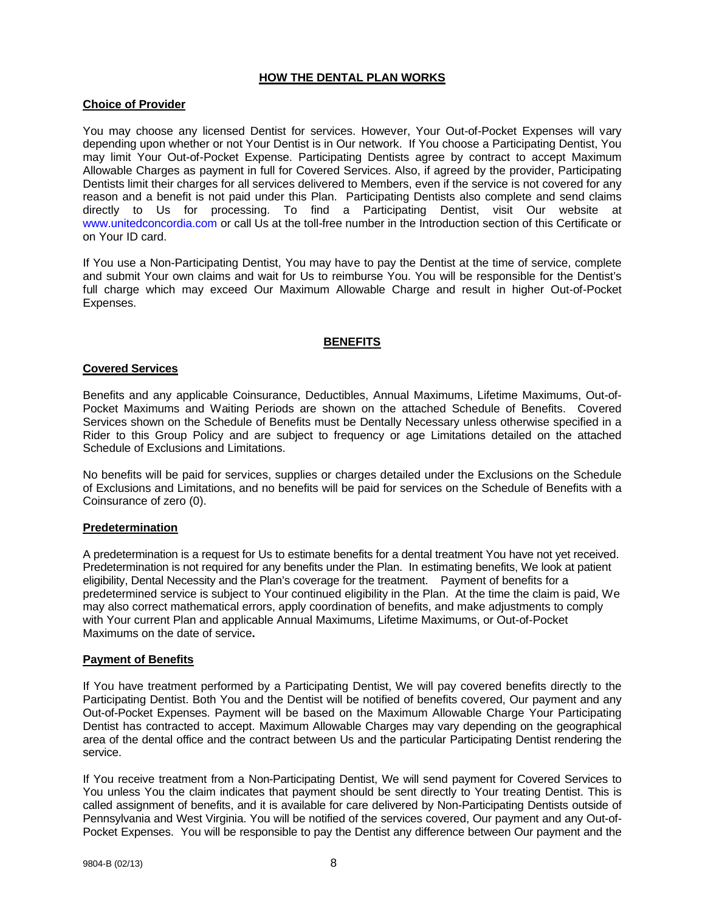## HOW THE DENTAL PLAN WORKS

### Choice of Provider

You may choose any licensed Dentist for services. However, Your Out-of-Pocket Expenses will vary depending upon whether or not Your Dentist is in Our network. If You choose a Participating Dentist, You may limit Your Out-of-Pocket Expense. Participating Dentists agree by contract to accept Maximum Allowable Charges as payment in full for Covered Services. Also, if agreed by the provider, Participating Dentists limit their charges for all services delivered to Members, even if the service is not covered for any reason and a benefit is not paid under this Plan. Participating Dentists also complete and send claims directly to Us for processing. To find a Participating Dentist, visit Our website at www.unitedconcordia.com or call Us at the toll-free number in the Introduction section of this Certificate or on Your ID card.

If You use a Non-Participating Dentist, You may have to pay the Dentist at the time of service, complete and submit Your own claims and wait for Us to reimburse You. You will be responsible for the Dentist's full charge which may exceed Our Maximum Allowable Charge and result in higher Out-of-Pocket Expenses.

## BENEFITS

### Covered Services

Benefits and any applicable Coinsurance, Deductibles, Annual Maximums, Lifetime Maximums, Out-of-Pocket Maximums and Waiting Periods are shown on the attached Schedule of Benefits. Covered Services shown on the Schedule of Benefits must be Dentally Necessary unless otherwise specified in a Rider to this Group Policy and are subject to frequency or age Limitations detailed on the attached Schedule of Exclusions and Limitations.

No benefits will be paid for services, supplies or charges detailed under the Exclusions on the Schedule of Exclusions and Limitations, and no benefits will be paid for services on the Schedule of Benefits with a Coinsurance of zero (0).

### Predetermination

A predetermination is a request for Us to estimate benefits for a dental treatment You have not yet received. Predetermination is not required for any benefits under the Plan. In estimating benefits, We look at patient eligibility, Dental Necessity and the Plan's coverage for the treatment. Payment of benefits for a predetermined service is subject to Your continued eligibility in the Plan. At the time the claim is paid, We may also correct mathematical errors, apply coordination of benefits, and make adjustments to comply with Your current Plan and applicable Annual Maximums, Lifetime Maximums, or Out-of-Pocket Maximums on the date of service**.**

### Payment of Benefits

If You have treatment performed by a Participating Dentist, We will pay covered benefits directly to the Participating Dentist. Both You and the Dentist will be notified of benefits covered, Our payment and any Out-of-Pocket Expenses. Payment will be based on the Maximum Allowable Charge Your Participating Dentist has contracted to accept. Maximum Allowable Charges may vary depending on the geographical area of the dental office and the contract between Us and the particular Participating Dentist rendering the service.

If You receive treatment from a Non-Participating Dentist, We will send payment for Covered Services to You unless You the claim indicates that payment should be sent directly to Your treating Dentist. This is called assignment of benefits, and it is available for care delivered by Non-Participating Dentists outside of Pennsylvania and West Virginia. You will be notified of the services covered, Our payment and any Out-of-Pocket Expenses. You will be responsible to pay the Dentist any difference between Our payment and the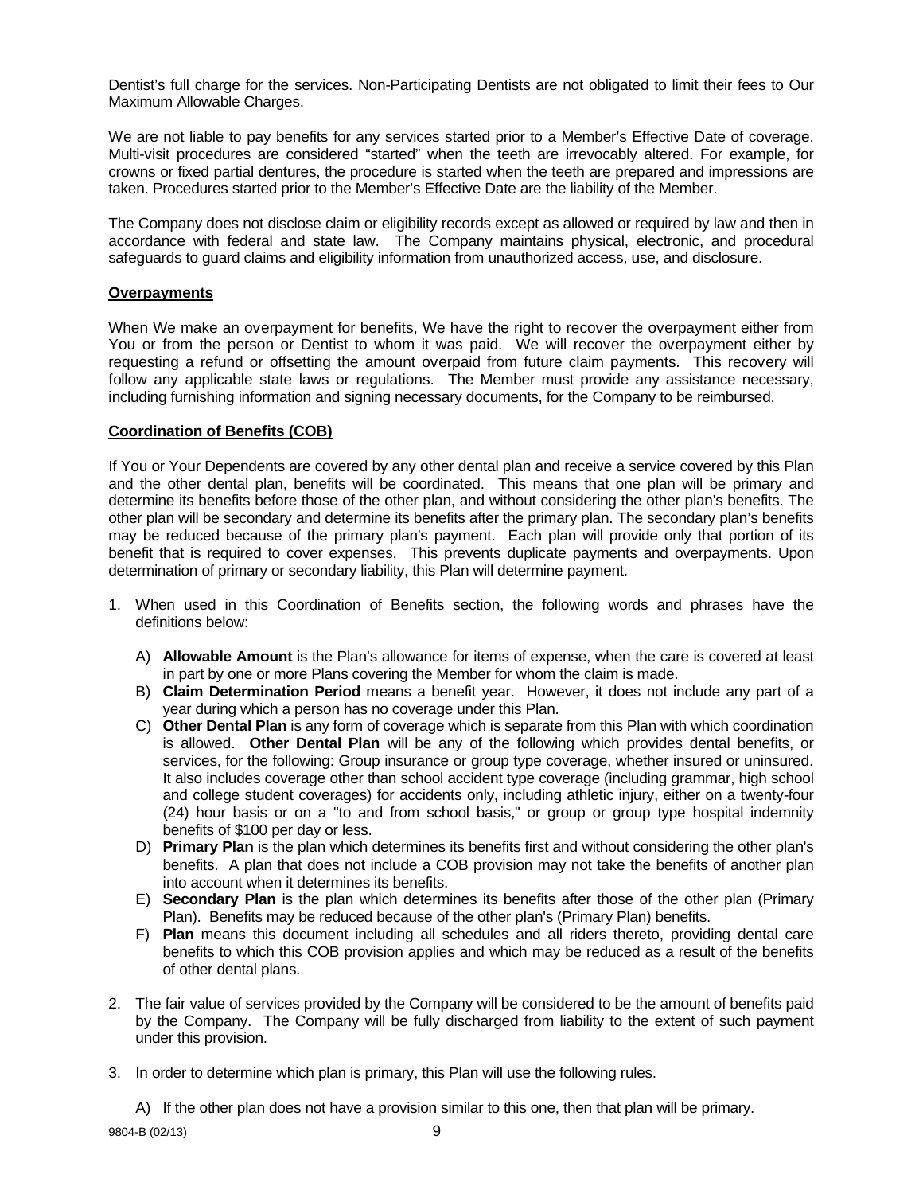Dentist's full charge for the services. Non-Participating Dentists are not obligated to limit their fees to Our Maximum Allowable Charges.

We are not liable to pay benefits for any services started prior to a Member's Effective Date of coverage. Multi-visit procedures are considered "started" when the teeth are irrevocably altered. For example, for crowns or fixed partial dentures, the procedure is started when the teeth are prepared and impressions are taken. Procedures started prior to the Member's Effective Date are the liability of the Member.

The Company does not disclose claim or eligibility records except as allowed or required by law and then in accordance with federal and state law. The Company maintains physical, electronic, and procedural safeguards to guard claims and eligibility information from unauthorized access, use, and disclosure.

**Overpayments**

When We make an overpayment for benefits, We have the right to recover the overpayment either from You or from the person or Dentist to whom it was paid. We will recover the overpayment either by requesting a refund or offsetting the amount overpaid from future claim payments. This recovery will follow any applicable state laws or regulations. The Member must provide any assistance necessary, including furnishing information and signing necessary documents, for the Company to be reimbursed.

**Coordination of Benefits (COB)**

If You or Your Dependents are covered by any other dental plan and receive a service covered by this Plan and the other dental plan, benefits will be coordinated. This means that one plan will be primary and determine its benefits before those of the other plan, and without considering the other plan's benefits. The other plan will be secondary and determine its benefits after the primary plan. The secondary plan's benefits may be reduced because of the primary plan's payment. Each plan will provide only that portion of its benefit that is required to cover expenses. This prevents duplicate payments and overpayments. Upon determination of primary or secondary liability, this Plan will determine payment.

1. When used in this Coordination of Benefits section, the following words and phrases have the definitions below:

   A) **Allowable Amount** is the Plan's allowance for items of expense, when the care is covered at least in part by one or more Plans covering the Member for whom the claim is made.
   B) **Claim Determination Period** means a benefit year. However, it does not include any part of a year during which a person has no coverage under this Plan.
   C) **Other Dental Plan** is any form of coverage which is separate from this Plan with which coordination is allowed. **Other Dental Plan** will be any of the following which provides dental benefits, or services, for the following: Group insurance or group type coverage, whether insured or uninsured. It also includes coverage other than school accident type coverage (including grammar, high school and college student coverages) for accidents only, including athletic injury, either on a twenty-four (24) hour basis or on a "to and from school basis," or group or group type hospital indemnity benefits of $100 per day or less.
   D) **Primary Plan** is the plan which determines its benefits first and without considering the other plan's benefits. A plan that does not include a COB provision may not take the benefits of another plan into account when it determines its benefits.
   E) **Secondary Plan** is the plan which determines its benefits after those of the other plan (Primary Plan). Benefits may be reduced because of the other plan's (Primary Plan) benefits.
   F) **Plan** means this document including all schedules and all riders thereto, providing dental care benefits to which this COB provision applies and which may be reduced as a result of the benefits of other dental plans.

2. The fair value of services provided by the Company will be considered to be the amount of benefits paid by the Company. The Company will be fully discharged from liability to the extent of such payment under this provision.

3. In order to determine which plan is primary, this Plan will use the following rules.

   A) If the other plan does not have a provision similar to this one, then that plan will be primary.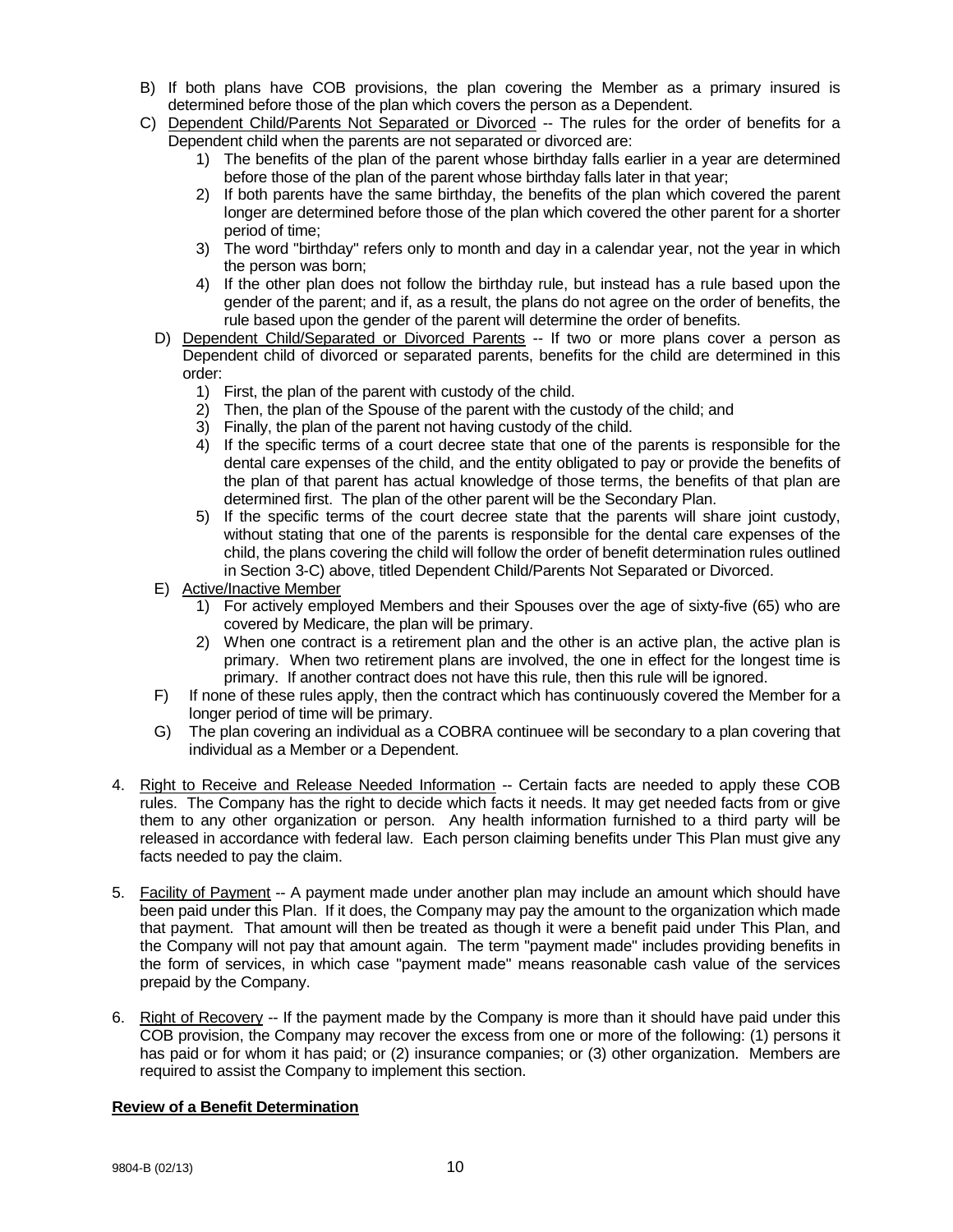B) If both plans have COB provisions, the plan covering the Member as a primary insured is determined before those of the plan which covers the person as a Dependent.

C) Dependent Child/Parents Not Separated or Divorced -- The rules for the order of benefits for a Dependent child when the parents are not separated or divorced are:
   1) The benefits of the plan of the parent whose birthday falls earlier in a year are determined before those of the plan of the parent whose birthday falls later in that year;
   2) If both parents have the same birthday, the benefits of the plan which covered the parent longer are determined before those of the plan which covered the other parent for a shorter period of time;
   3) The word "birthday" refers only to month and day in a calendar year, not the year in which the person was born;
   4) If the other plan does not follow the birthday rule, but instead has a rule based upon the gender of the parent; and if, as a result, the plans do not agree on the order of benefits, the rule based upon the gender of the parent will determine the order of benefits.

D) Dependent Child/Separated or Divorced Parents -- If two or more plans cover a person as Dependent child of divorced or separated parents, benefits for the child are determined in this order:
   1) First, the plan of the parent with custody of the child.
   2) Then, the plan of the Spouse of the parent with the custody of the child; and
   3) Finally, the plan of the parent not having custody of the child.
   4) If the specific terms of a court decree state that one of the parents is responsible for the dental care expenses of the child, and the entity obligated to pay or provide the benefits of the plan of that parent has actual knowledge of those terms, the benefits of that plan are determined first. The plan of the other parent will be the Secondary Plan.
   5) If the specific terms of the court decree state that the parents will share joint custody, without stating that one of the parents is responsible for the dental care expenses of the child, the plans covering the child will follow the order of benefit determination rules outlined in Section 3-C) above, titled Dependent Child/Parents Not Separated or Divorced.

E) Active/Inactive Member
   1) For actively employed Members and their Spouses over the age of sixty-five (65) who are covered by Medicare, the plan will be primary.
   2) When one contract is a retirement plan and the other is an active plan, the active plan is primary. When two retirement plans are involved, the one in effect for the longest time is primary. If another contract does not have this rule, then this rule will be ignored.

F) If none of these rules apply, then the contract which has continuously covered the Member for a longer period of time will be primary.

G) The plan covering an individual as a COBRA continuee will be secondary to a plan covering that individual as a Member or a Dependent.

4. Right to Receive and Release Needed Information -- Certain facts are needed to apply these COB rules. The Company has the right to decide which facts it needs. It may get needed facts from or give them to any other organization or person. Any health information furnished to a third party will be released in accordance with federal law. Each person claiming benefits under This Plan must give any facts needed to pay the claim.

5. Facility of Payment -- A payment made under another plan may include an amount which should have been paid under this Plan. If it does, the Company may pay the amount to the organization which made that payment. That amount will then be treated as though it were a benefit paid under This Plan, and the Company will not pay that amount again. The term "payment made" includes providing benefits in the form of services, in which case "payment made" means reasonable cash value of the services prepaid by the Company.

6. Right of Recovery -- If the payment made by the Company is more than it should have paid under this COB provision, the Company may recover the excess from one or more of the following: (1) persons it has paid or for whom it has paid; or (2) insurance companies; or (3) other organization. Members are required to assist the Company to implement this section.

**Review of a Benefit Determination**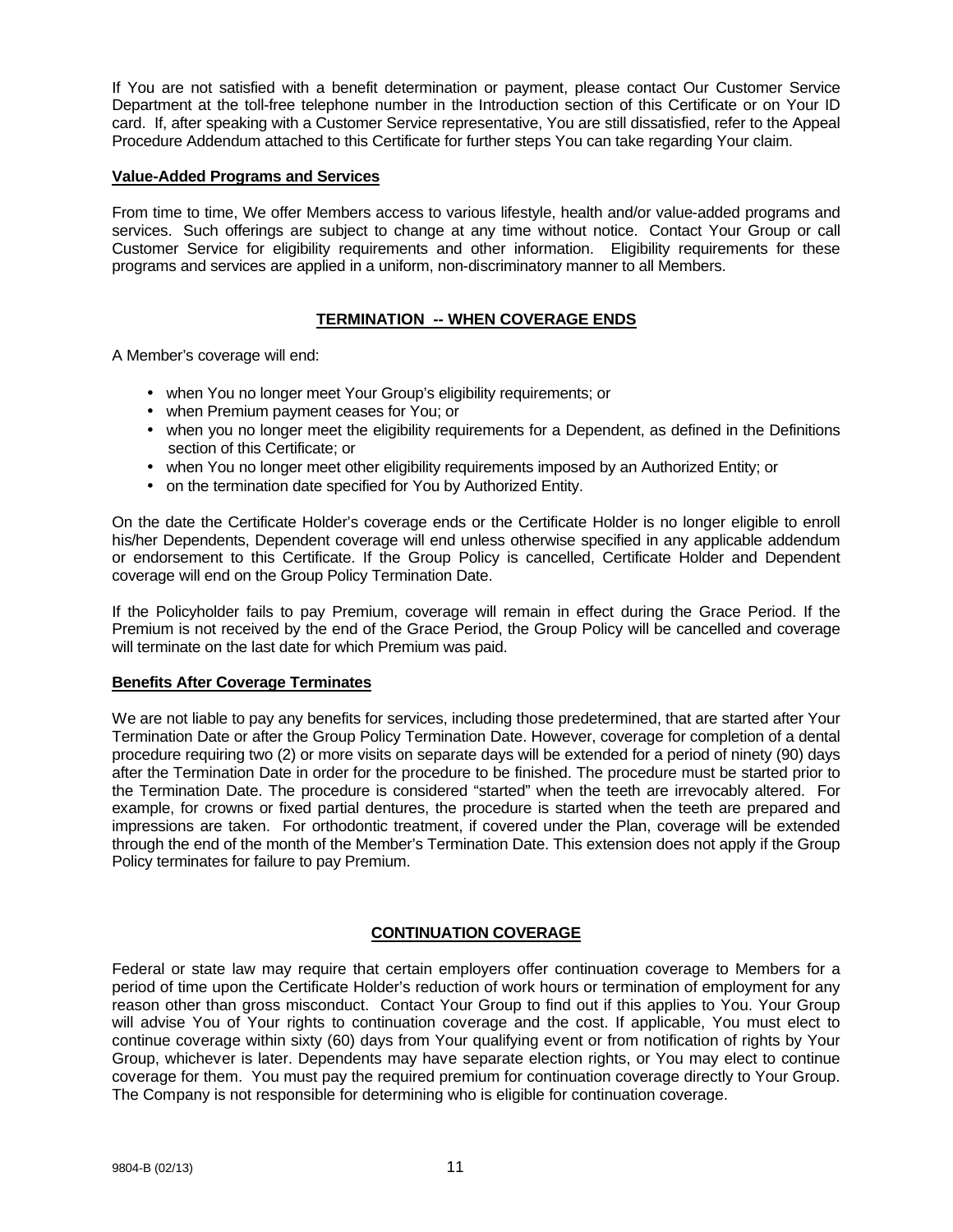If You are not satisfied with a benefit determination or payment, please contact Our Customer Service Department at the toll-free telephone number in the Introduction section of this Certificate or on Your ID card. If, after speaking with a Customer Service representative, You are still dissatisfied, refer to the Appeal Procedure Addendum attached to this Certificate for further steps You can take regarding Your claim.

**Value-Added Programs and Services**

From time to time, We offer Members access to various lifestyle, health and/or value-added programs and services. Such offerings are subject to change at any time without notice. Contact Your Group or call Customer Service for eligibility requirements and other information. Eligibility requirements for these programs and services are applied in a uniform, non-discriminatory manner to all Members.

## TERMINATION -- WHEN COVERAGE ENDS

A Member's coverage will end:

- when You no longer meet Your Group's eligibility requirements; or
- when Premium payment ceases for You; or
- when you no longer meet the eligibility requirements for a Dependent, as defined in the Definitions section of this Certificate; or
- when You no longer meet other eligibility requirements imposed by an Authorized Entity; or
- on the termination date specified for You by Authorized Entity.

On the date the Certificate Holder's coverage ends or the Certificate Holder is no longer eligible to enroll his/her Dependents, Dependent coverage will end unless otherwise specified in any applicable addendum or endorsement to this Certificate. If the Group Policy is cancelled, Certificate Holder and Dependent coverage will end on the Group Policy Termination Date.

If the Policyholder fails to pay Premium, coverage will remain in effect during the Grace Period. If the Premium is not received by the end of the Grace Period, the Group Policy will be cancelled and coverage will terminate on the last date for which Premium was paid.

**Benefits After Coverage Terminates**

We are not liable to pay any benefits for services, including those predetermined, that are started after Your Termination Date or after the Group Policy Termination Date. However, coverage for completion of a dental procedure requiring two (2) or more visits on separate days will be extended for a period of ninety (90) days after the Termination Date in order for the procedure to be finished. The procedure must be started prior to the Termination Date. The procedure is considered "started" when the teeth are irrevocably altered. For example, for crowns or fixed partial dentures, the procedure is started when the teeth are prepared and impressions are taken. For orthodontic treatment, if covered under the Plan, coverage will be extended through the end of the month of the Member's Termination Date. This extension does not apply if the Group Policy terminates for failure to pay Premium.

## CONTINUATION COVERAGE

Federal or state law may require that certain employers offer continuation coverage to Members for a period of time upon the Certificate Holder's reduction of work hours or termination of employment for any reason other than gross misconduct. Contact Your Group to find out if this applies to You. Your Group will advise You of Your rights to continuation coverage and the cost. If applicable, You must elect to continue coverage within sixty (60) days from Your qualifying event or from notification of rights by Your Group, whichever is later. Dependents may have separate election rights, or You may elect to continue coverage for them. You must pay the required premium for continuation coverage directly to Your Group. The Company is not responsible for determining who is eligible for continuation coverage.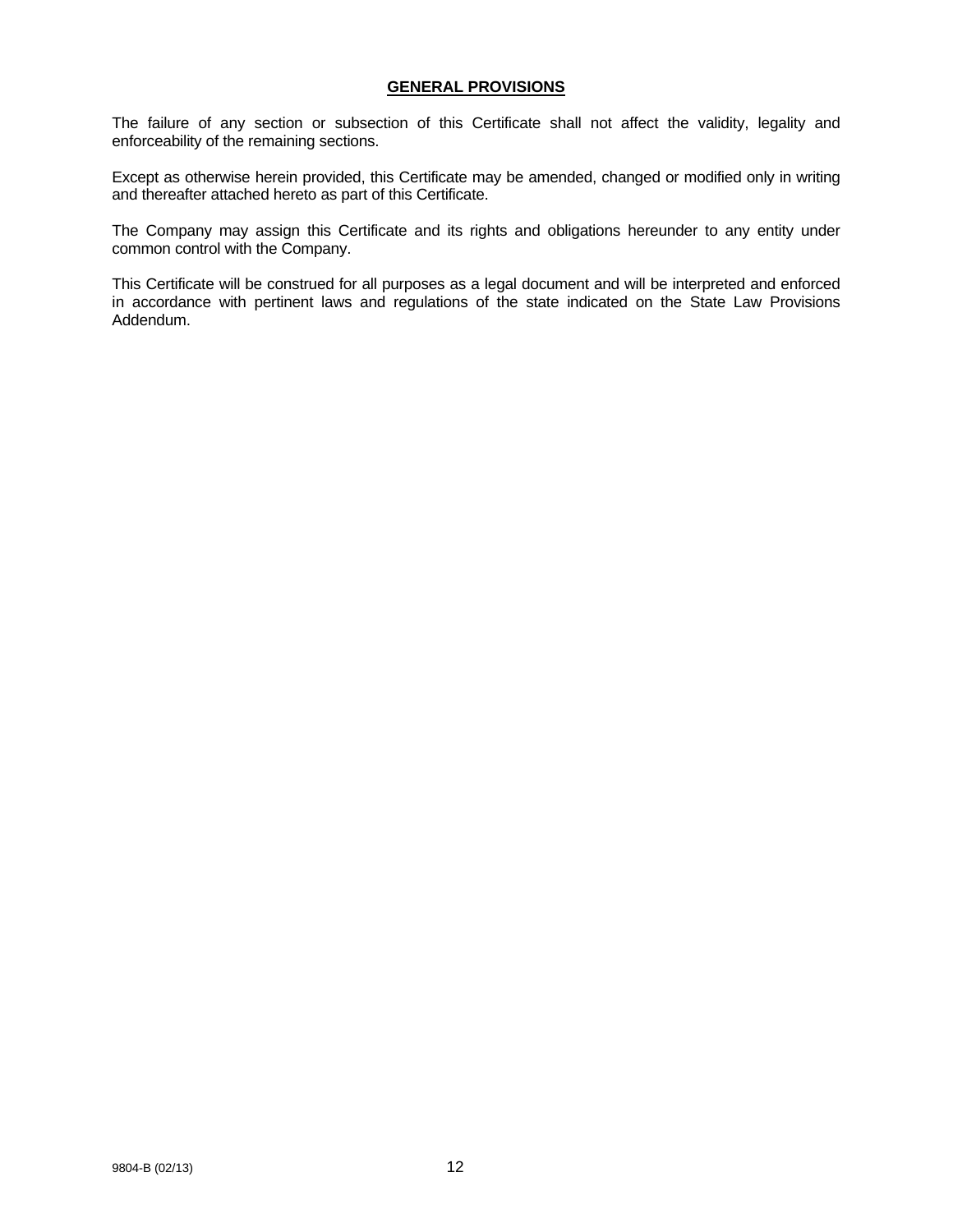## GENERAL PROVISIONS

The failure of any section or subsection of this Certificate shall not affect the validity, legality and enforceability of the remaining sections.

Except as otherwise herein provided, this Certificate may be amended, changed or modified only in writing and thereafter attached hereto as part of this Certificate.

The Company may assign this Certificate and its rights and obligations hereunder to any entity under common control with the Company.

This Certificate will be construed for all purposes as a legal document and will be interpreted and enforced in accordance with pertinent laws and regulations of the state indicated on the State Law Provisions Addendum.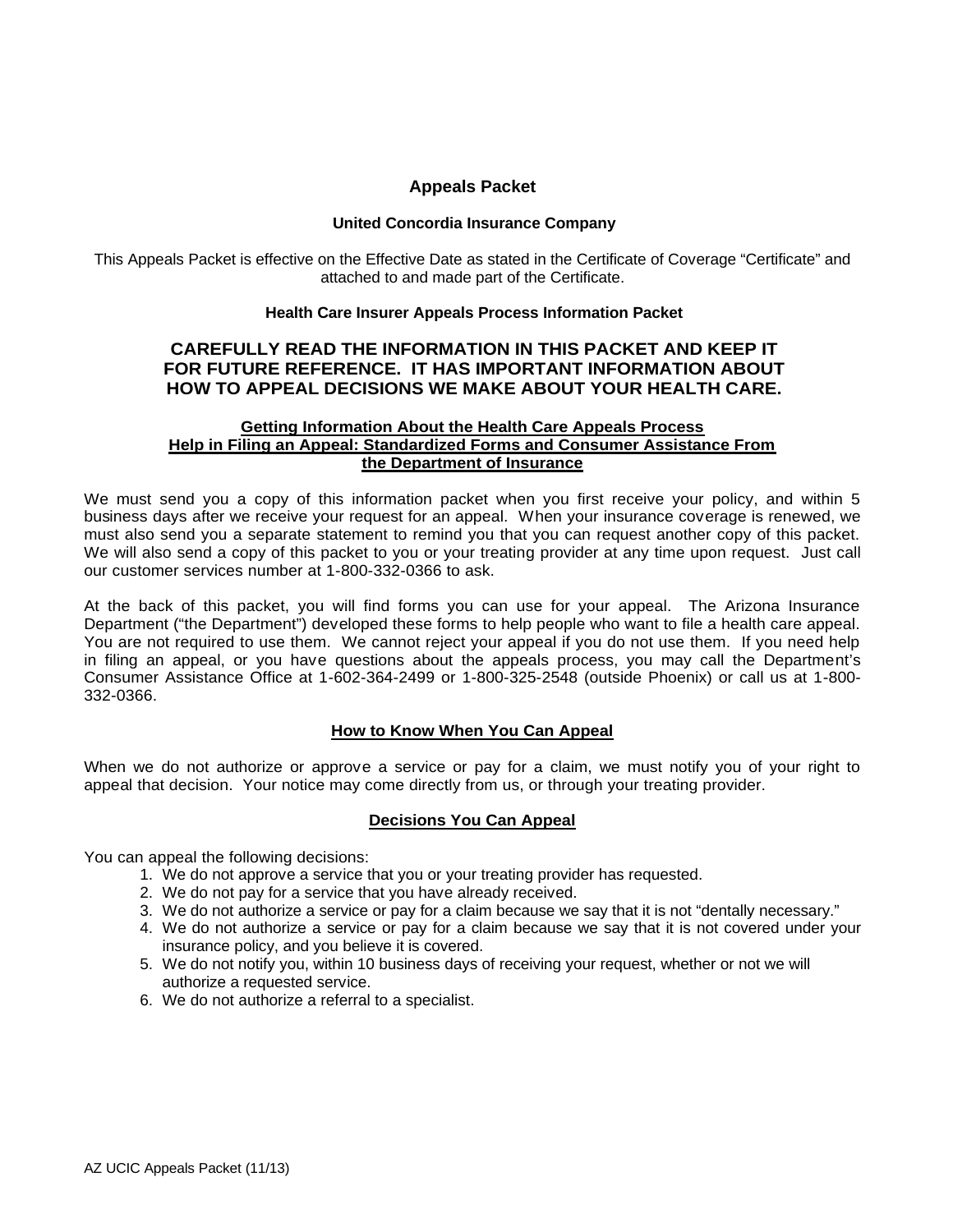# Appeals Packet

### United Concordia Insurance Company

This Appeals Packet is effective on the Effective Date as stated in the Certificate of Coverage "Certificate" and attached to and made part of the Certificate.

### Health Care Insurer Appeals Process Information Packet

## CAREFULLY READ THE INFORMATION IN THIS PACKET AND KEEP IT FOR FUTURE REFERENCE. IT HAS IMPORTANT INFORMATION ABOUT HOW TO APPEAL DECISIONS WE MAKE ABOUT YOUR HEALTH CARE.

### Getting Information About the Health Care Appeals Process
### Help in Filing an Appeal: Standardized Forms and Consumer Assistance From the Department of Insurance

We must send you a copy of this information packet when you first receive your policy, and within 5 business days after we receive your request for an appeal. When your insurance coverage is renewed, we must also send you a separate statement to remind you that you can request another copy of this packet. We will also send a copy of this packet to you or your treating provider at any time upon request. Just call our customer services number at 1-800-332-0366 to ask.

At the back of this packet, you will find forms you can use for your appeal. The Arizona Insurance Department ("the Department") developed these forms to help people who want to file a health care appeal. You are not required to use them. We cannot reject your appeal if you do not use them. If you need help in filing an appeal, or you have questions about the appeals process, you may call the Department's Consumer Assistance Office at 1-602-364-2499 or 1-800-325-2548 (outside Phoenix) or call us at 1-800-332-0366.

### How to Know When You Can Appeal

When we do not authorize or approve a service or pay for a claim, we must notify you of your right to appeal that decision. Your notice may come directly from us, or through your treating provider.

### Decisions You Can Appeal

You can appeal the following decisions:

1. We do not approve a service that you or your treating provider has requested.
2. We do not pay for a service that you have already received.
3. We do not authorize a service or pay for a claim because we say that it is not "dentally necessary."
4. We do not authorize a service or pay for a claim because we say that it is not covered under your insurance policy, and you believe it is covered.
5. We do not notify you, within 10 business days of receiving your request, whether or not we will authorize a requested service.
6. We do not authorize a referral to a specialist.

AZ UCIC Appeals Packet (11/13)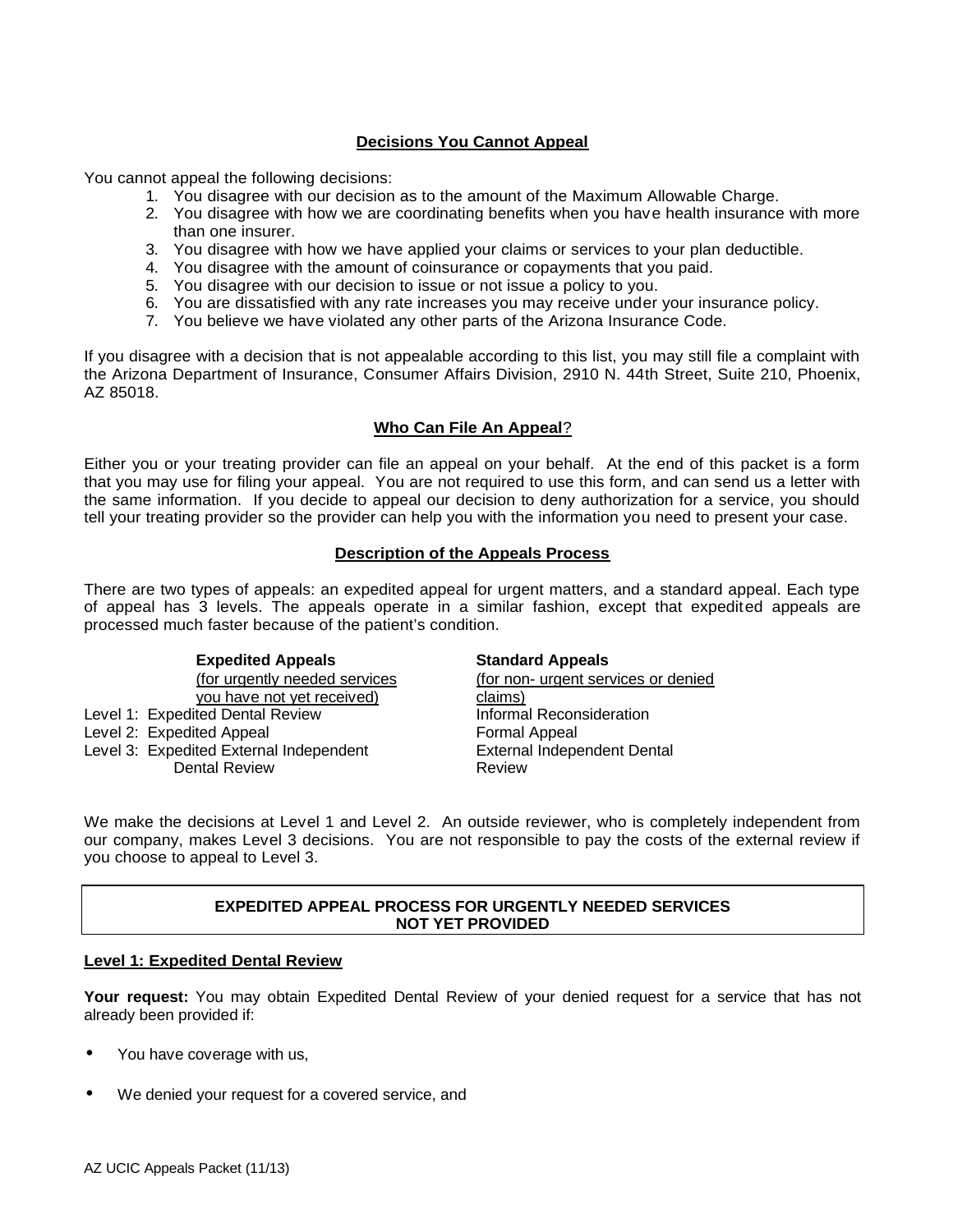## Decisions You Cannot Appeal

You cannot appeal the following decisions:

1. You disagree with our decision as to the amount of the Maximum Allowable Charge.
2. You disagree with how we are coordinating benefits when you have health insurance with more than one insurer.
3. You disagree with how we have applied your claims or services to your plan deductible.
4. You disagree with the amount of coinsurance or copayments that you paid.
5. You disagree with our decision to issue or not issue a policy to you.
6. You are dissatisfied with any rate increases you may receive under your insurance policy.
7. You believe we have violated any other parts of the Arizona Insurance Code.

If you disagree with a decision that is not appealable according to this list, you may still file a complaint with the Arizona Department of Insurance, Consumer Affairs Division, 2910 N. 44th Street, Suite 210, Phoenix, AZ 85018.

## Who Can File An Appeal?

Either you or your treating provider can file an appeal on your behalf. At the end of this packet is a form that you may use for filing your appeal. You are not required to use this form, and can send us a letter with the same information. If you decide to appeal our decision to deny authorization for a service, you should tell your treating provider so the provider can help you with the information you need to present your case.

## Description of the Appeals Process

There are two types of appeals: an expedited appeal for urgent matters, and a standard appeal. Each type of appeal has 3 levels. The appeals operate in a similar fashion, except that expedited appeals are processed much faster because of the patient's condition.

| | **Expedited Appeals** (for urgently needed services you have not yet received) | **Standard Appeals** (for non- urgent services or denied claims) |
|---|---|---|
| Level 1: | Expedited Dental Review | Informal Reconsideration |
| Level 2: | Expedited Appeal | Formal Appeal |
| Level 3: | Expedited External Independent Dental Review | External Independent Dental Review |

We make the decisions at Level 1 and Level 2. An outside reviewer, who is completely independent from our company, makes Level 3 decisions. You are not responsible to pay the costs of the external review if you choose to appeal to Level 3.

## EXPEDITED APPEAL PROCESS FOR URGENTLY NEEDED SERVICES NOT YET PROVIDED

### Level 1: Expedited Dental Review

**Your request:** You may obtain Expedited Dental Review of your denied request for a service that has not already been provided if:

- You have coverage with us,
- We denied your request for a covered service, and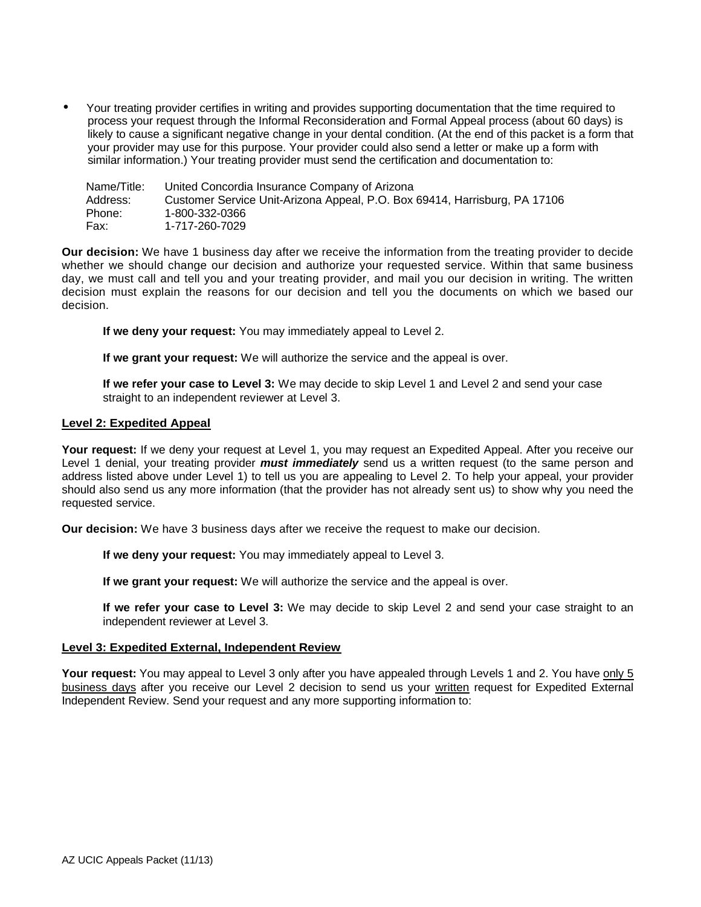- Your treating provider certifies in writing and provides supporting documentation that the time required to process your request through the Informal Reconsideration and Formal Appeal process (about 60 days) is likely to cause a significant negative change in your dental condition. (At the end of this packet is a form that your provider may use for this purpose. Your provider could also send a letter or make up a form with similar information.) Your treating provider must send the certification and documentation to:

| | |
|---|---|
| Name/Title: | United Concordia Insurance Company of Arizona |
| Address: | Customer Service Unit-Arizona Appeal, P.O. Box 69414, Harrisburg, PA 17106 |
| Phone: | 1-800-332-0366 |
| Fax: | 1-717-260-7029 |

**Our decision:** We have 1 business day after we receive the information from the treating provider to decide whether we should change our decision and authorize your requested service. Within that same business day, we must call and tell you and your treating provider, and mail you our decision in writing. The written decision must explain the reasons for our decision and tell you the documents on which we based our decision.

**If we deny your request:** You may immediately appeal to Level 2.

**If we grant your request:** We will authorize the service and the appeal is over.

**If we refer your case to Level 3:** We may decide to skip Level 1 and Level 2 and send your case straight to an independent reviewer at Level 3.

**Level 2: Expedited Appeal**

**Your request:** If we deny your request at Level 1, you may request an Expedited Appeal. After you receive our Level 1 denial, your treating provider ***must immediately*** send us a written request (to the same person and address listed above under Level 1) to tell us you are appealing to Level 2. To help your appeal, your provider should also send us any more information (that the provider has not already sent us) to show why you need the requested service.

**Our decision:** We have 3 business days after we receive the request to make our decision.

**If we deny your request:** You may immediately appeal to Level 3.

**If we grant your request:** We will authorize the service and the appeal is over.

**If we refer your case to Level 3:** We may decide to skip Level 2 and send your case straight to an independent reviewer at Level 3.

**Level 3: Expedited External, Independent Review**

**Your request:** You may appeal to Level 3 only after you have appealed through Levels 1 and 2. You have only 5 business days after you receive our Level 2 decision to send us your written request for Expedited External Independent Review. Send your request and any more supporting information to: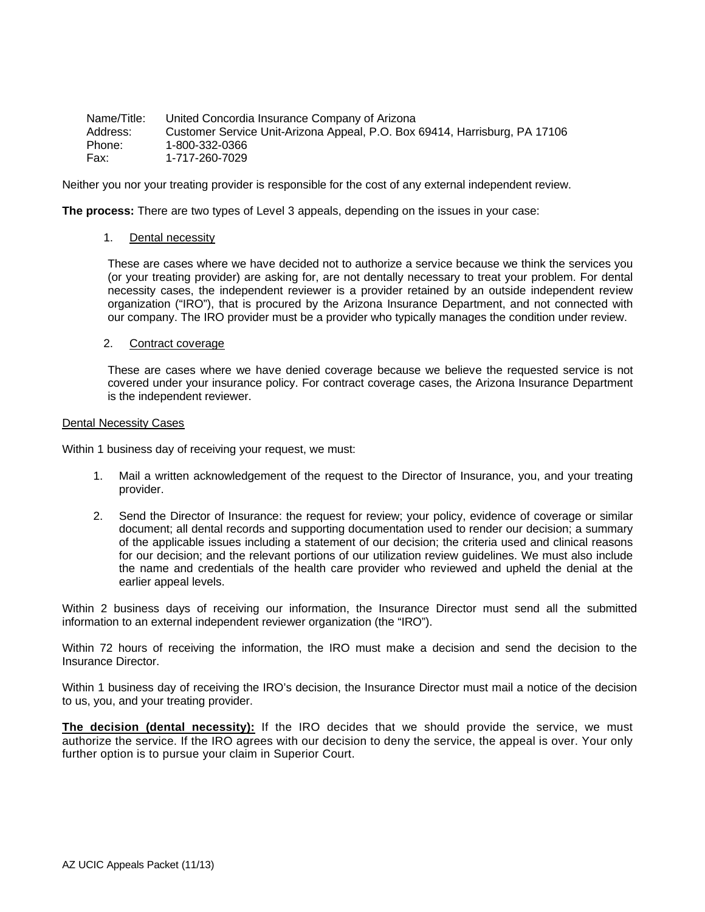| Name/Title: | United Concordia Insurance Company of Arizona |
|---|---|
| Address: | Customer Service Unit-Arizona Appeal, P.O. Box 69414, Harrisburg, PA 17106 |
| Phone: | 1-800-332-0366 |
| Fax: | 1-717-260-7029 |

Neither you nor your treating provider is responsible for the cost of any external independent review.

**The process:** There are two types of Level 3 appeals, depending on the issues in your case:

1. Dental necessity

   These are cases where we have decided not to authorize a service because we think the services you (or your treating provider) are asking for, are not dentally necessary to treat your problem. For dental necessity cases, the independent reviewer is a provider retained by an outside independent review organization ("IRO"), that is procured by the Arizona Insurance Department, and not connected with our company. The IRO provider must be a provider who typically manages the condition under review.

2. Contract coverage

   These are cases where we have denied coverage because we believe the requested service is not covered under your insurance policy. For contract coverage cases, the Arizona Insurance Department is the independent reviewer.

Dental Necessity Cases

Within 1 business day of receiving your request, we must:

1. Mail a written acknowledgement of the request to the Director of Insurance, you, and your treating provider.
2. Send the Director of Insurance: the request for review; your policy, evidence of coverage or similar document; all dental records and supporting documentation used to render our decision; a summary of the applicable issues including a statement of our decision; the criteria used and clinical reasons for our decision; and the relevant portions of our utilization review guidelines. We must also include the name and credentials of the health care provider who reviewed and upheld the denial at the earlier appeal levels.

Within 2 business days of receiving our information, the Insurance Director must send all the submitted information to an external independent reviewer organization (the "IRO").

Within 72 hours of receiving the information, the IRO must make a decision and send the decision to the Insurance Director.

Within 1 business day of receiving the IRO's decision, the Insurance Director must mail a notice of the decision to us, you, and your treating provider.

**The decision (dental necessity):** If the IRO decides that we should provide the service, we must authorize the service. If the IRO agrees with our decision to deny the service, the appeal is over. Your only further option is to pursue your claim in Superior Court.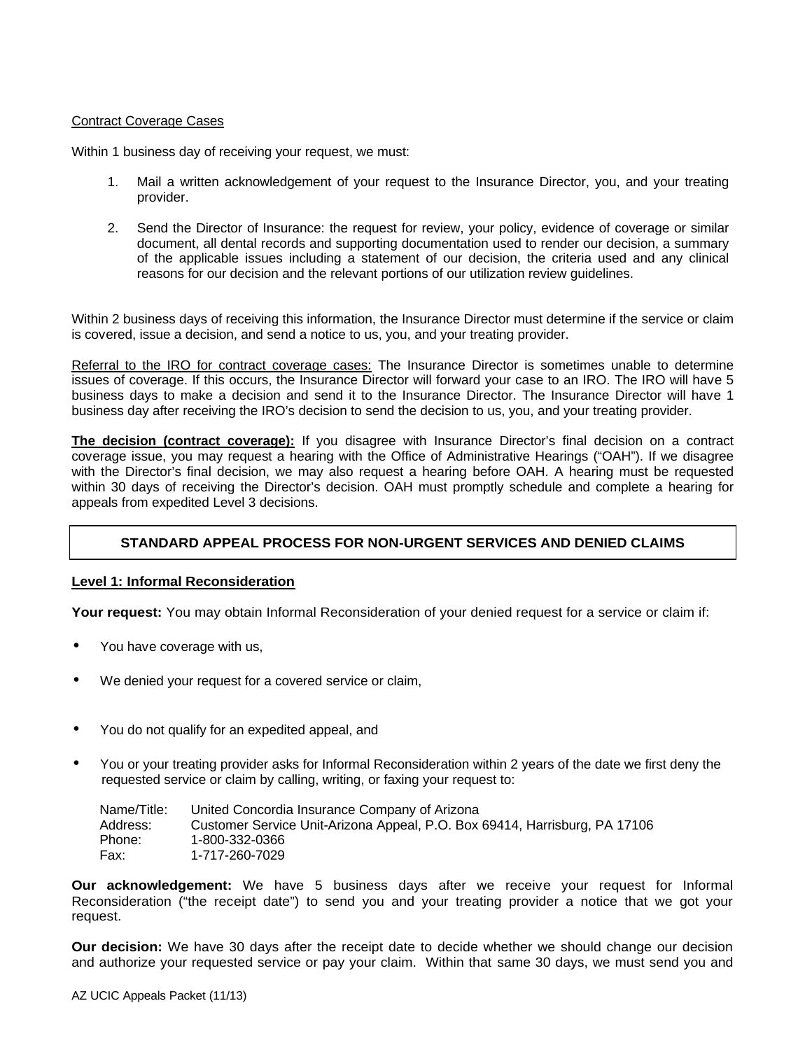Contract Coverage Cases

Within 1 business day of receiving your request, we must:

1. Mail a written acknowledgement of your request to the Insurance Director, you, and your treating provider.
2. Send the Director of Insurance: the request for review, your policy, evidence of coverage or similar document, all dental records and supporting documentation used to render our decision, a summary of the applicable issues including a statement of our decision, the criteria used and any clinical reasons for our decision and the relevant portions of our utilization review guidelines.

Within 2 business days of receiving this information, the Insurance Director must determine if the service or claim is covered, issue a decision, and send a notice to us, you, and your treating provider.

Referral to the IRO for contract coverage cases: The Insurance Director is sometimes unable to determine issues of coverage. If this occurs, the Insurance Director will forward your case to an IRO. The IRO will have 5 business days to make a decision and send it to the Insurance Director. The Insurance Director will have 1 business day after receiving the IRO's decision to send the decision to us, you, and your treating provider.

**The decision (contract coverage):** If you disagree with Insurance Director's final decision on a contract coverage issue, you may request a hearing with the Office of Administrative Hearings ("OAH"). If we disagree with the Director's final decision, we may also request a hearing before OAH. A hearing must be requested within 30 days of receiving the Director's decision. OAH must promptly schedule and complete a hearing for appeals from expedited Level 3 decisions.

## STANDARD APPEAL PROCESS FOR NON-URGENT SERVICES AND DENIED CLAIMS

### Level 1: Informal Reconsideration

**Your request:** You may obtain Informal Reconsideration of your denied request for a service or claim if:

- You have coverage with us,
- We denied your request for a covered service or claim,
- You do not qualify for an expedited appeal, and
- You or your treating provider asks for Informal Reconsideration within 2 years of the date we first deny the requested service or claim by calling, writing, or faxing your request to:

Name/Title: United Concordia Insurance Company of Arizona
Address: Customer Service Unit-Arizona Appeal, P.O. Box 69414, Harrisburg, PA 17106
Phone: 1-800-332-0366
Fax: 1-717-260-7029

**Our acknowledgement:** We have 5 business days after we receive your request for Informal Reconsideration ("the receipt date") to send you and your treating provider a notice that we got your request.

**Our decision:** We have 30 days after the receipt date to decide whether we should change our decision and authorize your requested service or pay your claim. Within that same 30 days, we must send you and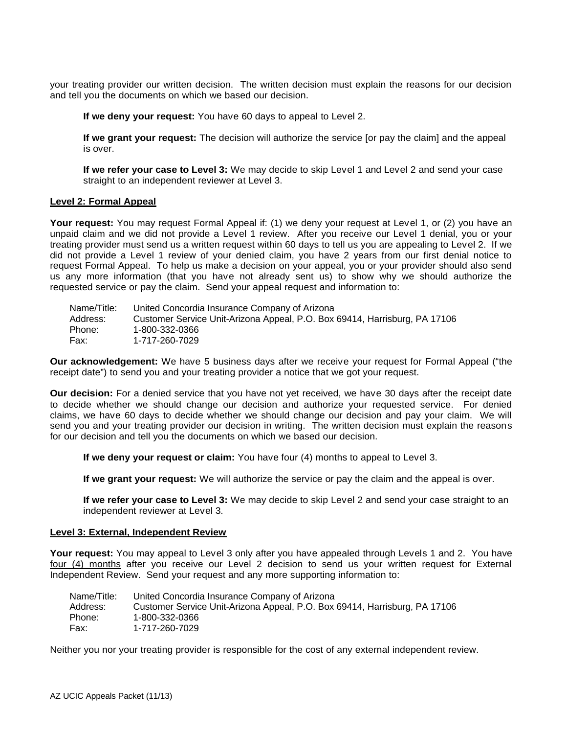your treating provider our written decision. The written decision must explain the reasons for our decision and tell you the documents on which we based our decision.

**If we deny your request:** You have 60 days to appeal to Level 2.

**If we grant your request:** The decision will authorize the service [or pay the claim] and the appeal is over.

**If we refer your case to Level 3:** We may decide to skip Level 1 and Level 2 and send your case straight to an independent reviewer at Level 3.

**Level 2: Formal Appeal**

**Your request:** You may request Formal Appeal if: (1) we deny your request at Level 1, or (2) you have an unpaid claim and we did not provide a Level 1 review. After you receive our Level 1 denial, you or your treating provider must send us a written request within 60 days to tell us you are appealing to Level 2. If we did not provide a Level 1 review of your denied claim, you have 2 years from our first denial notice to request Formal Appeal. To help us make a decision on your appeal, you or your provider should also send us any more information (that you have not already sent us) to show why we should authorize the requested service or pay the claim. Send your appeal request and information to:

Name/Title: United Concordia Insurance Company of Arizona
Address: Customer Service Unit-Arizona Appeal, P.O. Box 69414, Harrisburg, PA 17106
Phone: 1-800-332-0366
Fax: 1-717-260-7029

**Our acknowledgement:** We have 5 business days after we receive your request for Formal Appeal ("the receipt date") to send you and your treating provider a notice that we got your request.

**Our decision:** For a denied service that you have not yet received, we have 30 days after the receipt date to decide whether we should change our decision and authorize your requested service. For denied claims, we have 60 days to decide whether we should change our decision and pay your claim. We will send you and your treating provider our decision in writing. The written decision must explain the reasons for our decision and tell you the documents on which we based our decision.

**If we deny your request or claim:** You have four (4) months to appeal to Level 3.

**If we grant your request:** We will authorize the service or pay the claim and the appeal is over.

**If we refer your case to Level 3:** We may decide to skip Level 2 and send your case straight to an independent reviewer at Level 3.

**Level 3: External, Independent Review**

**Your request:** You may appeal to Level 3 only after you have appealed through Levels 1 and 2. You have four (4) months after you receive our Level 2 decision to send us your written request for External Independent Review. Send your request and any more supporting information to:

Name/Title: United Concordia Insurance Company of Arizona
Address: Customer Service Unit-Arizona Appeal, P.O. Box 69414, Harrisburg, PA 17106
Phone: 1-800-332-0366
Fax: 1-717-260-7029

Neither you nor your treating provider is responsible for the cost of any external independent review.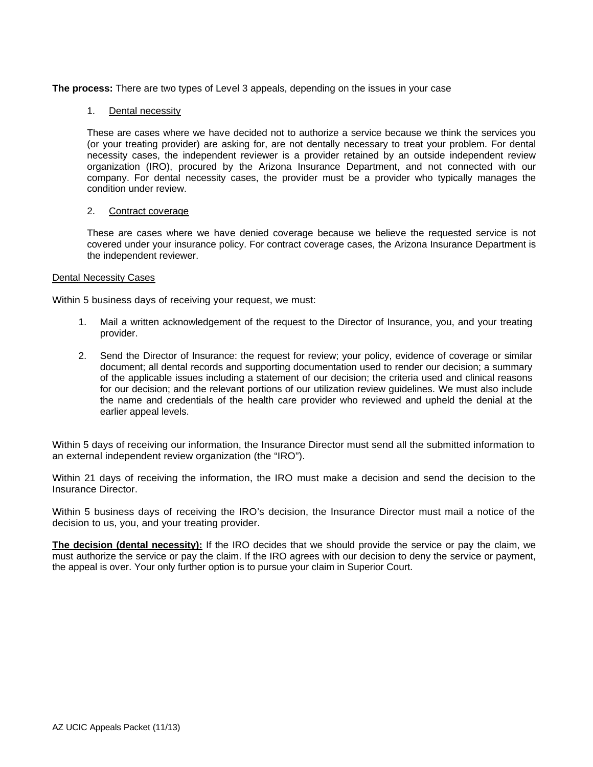**The process:** There are two types of Level 3 appeals, depending on the issues in your case

1. Dental necessity

   These are cases where we have decided not to authorize a service because we think the services you (or your treating provider) are asking for, are not dentally necessary to treat your problem. For dental necessity cases, the independent reviewer is a provider retained by an outside independent review organization (IRO), procured by the Arizona Insurance Department, and not connected with our company. For dental necessity cases, the provider must be a provider who typically manages the condition under review.

2. Contract coverage

   These are cases where we have denied coverage because we believe the requested service is not covered under your insurance policy. For contract coverage cases, the Arizona Insurance Department is the independent reviewer.

Dental Necessity Cases

Within 5 business days of receiving your request, we must:

1. Mail a written acknowledgement of the request to the Director of Insurance, you, and your treating provider.

2. Send the Director of Insurance: the request for review; your policy, evidence of coverage or similar document; all dental records and supporting documentation used to render our decision; a summary of the applicable issues including a statement of our decision; the criteria used and clinical reasons for our decision; and the relevant portions of our utilization review guidelines. We must also include the name and credentials of the health care provider who reviewed and upheld the denial at the earlier appeal levels.

Within 5 days of receiving our information, the Insurance Director must send all the submitted information to an external independent review organization (the "IRO").

Within 21 days of receiving the information, the IRO must make a decision and send the decision to the Insurance Director.

Within 5 business days of receiving the IRO's decision, the Insurance Director must mail a notice of the decision to us, you, and your treating provider.

**The decision (dental necessity):** If the IRO decides that we should provide the service or pay the claim, we must authorize the service or pay the claim. If the IRO agrees with our decision to deny the service or payment, the appeal is over. Your only further option is to pursue your claim in Superior Court.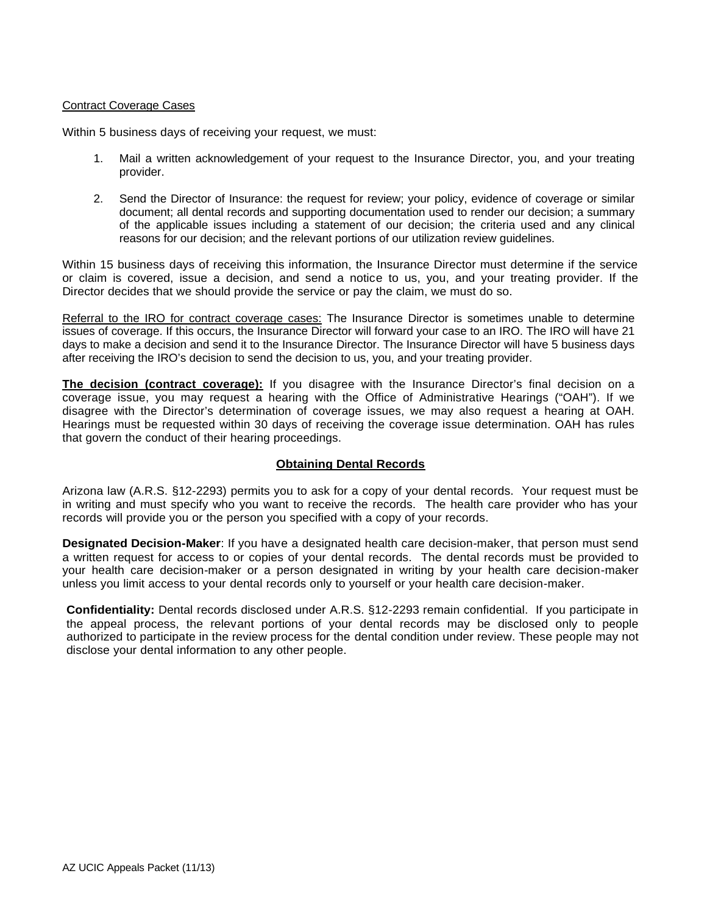Contract Coverage Cases

Within 5 business days of receiving your request, we must:

1. Mail a written acknowledgement of your request to the Insurance Director, you, and your treating provider.

2. Send the Director of Insurance: the request for review; your policy, evidence of coverage or similar document; all dental records and supporting documentation used to render our decision; a summary of the applicable issues including a statement of our decision; the criteria used and any clinical reasons for our decision; and the relevant portions of our utilization review guidelines.

Within 15 business days of receiving this information, the Insurance Director must determine if the service or claim is covered, issue a decision, and send a notice to us, you, and your treating provider. If the Director decides that we should provide the service or pay the claim, we must do so.

Referral to the IRO for contract coverage cases: The Insurance Director is sometimes unable to determine issues of coverage. If this occurs, the Insurance Director will forward your case to an IRO. The IRO will have 21 days to make a decision and send it to the Insurance Director. The Insurance Director will have 5 business days after receiving the IRO's decision to send the decision to us, you, and your treating provider.

**The decision (contract coverage):** If you disagree with the Insurance Director's final decision on a coverage issue, you may request a hearing with the Office of Administrative Hearings ("OAH"). If we disagree with the Director's determination of coverage issues, we may also request a hearing at OAH. Hearings must be requested within 30 days of receiving the coverage issue determination. OAH has rules that govern the conduct of their hearing proceedings.

## Obtaining Dental Records

Arizona law (A.R.S. §12-2293) permits you to ask for a copy of your dental records. Your request must be in writing and must specify who you want to receive the records. The health care provider who has your records will provide you or the person you specified with a copy of your records.

**Designated Decision-Maker**: If you have a designated health care decision-maker, that person must send a written request for access to or copies of your dental records. The dental records must be provided to your health care decision-maker or a person designated in writing by your health care decision-maker unless you limit access to your dental records only to yourself or your health care decision-maker.

**Confidentiality:** Dental records disclosed under A.R.S. §12-2293 remain confidential. If you participate in the appeal process, the relevant portions of your dental records may be disclosed only to people authorized to participate in the review process for the dental condition under review. These people may not disclose your dental information to any other people.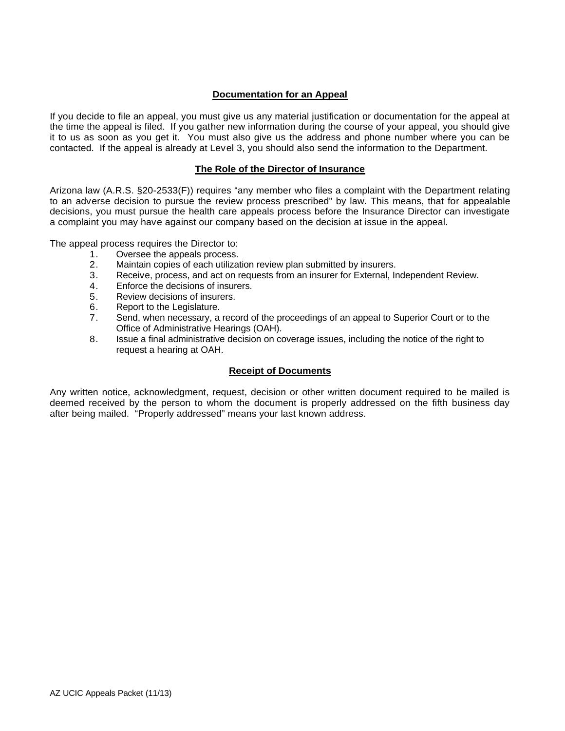## Documentation for an Appeal

If you decide to file an appeal, you must give us any material justification or documentation for the appeal at the time the appeal is filed. If you gather new information during the course of your appeal, you should give it to us as soon as you get it. You must also give us the address and phone number where you can be contacted. If the appeal is already at Level 3, you should also send the information to the Department.

## The Role of the Director of Insurance

Arizona law (A.R.S. §20-2533(F)) requires "any member who files a complaint with the Department relating to an adverse decision to pursue the review process prescribed" by law. This means, that for appealable decisions, you must pursue the health care appeals process before the Insurance Director can investigate a complaint you may have against our company based on the decision at issue in the appeal.

The appeal process requires the Director to:

1. Oversee the appeals process.
2. Maintain copies of each utilization review plan submitted by insurers.
3. Receive, process, and act on requests from an insurer for External, Independent Review.
4. Enforce the decisions of insurers.
5. Review decisions of insurers.
6. Report to the Legislature.
7. Send, when necessary, a record of the proceedings of an appeal to Superior Court or to the Office of Administrative Hearings (OAH).
8. Issue a final administrative decision on coverage issues, including the notice of the right to request a hearing at OAH.

## Receipt of Documents

Any written notice, acknowledgment, request, decision or other written document required to be mailed is deemed received by the person to whom the document is properly addressed on the fifth business day after being mailed. "Properly addressed" means your last known address.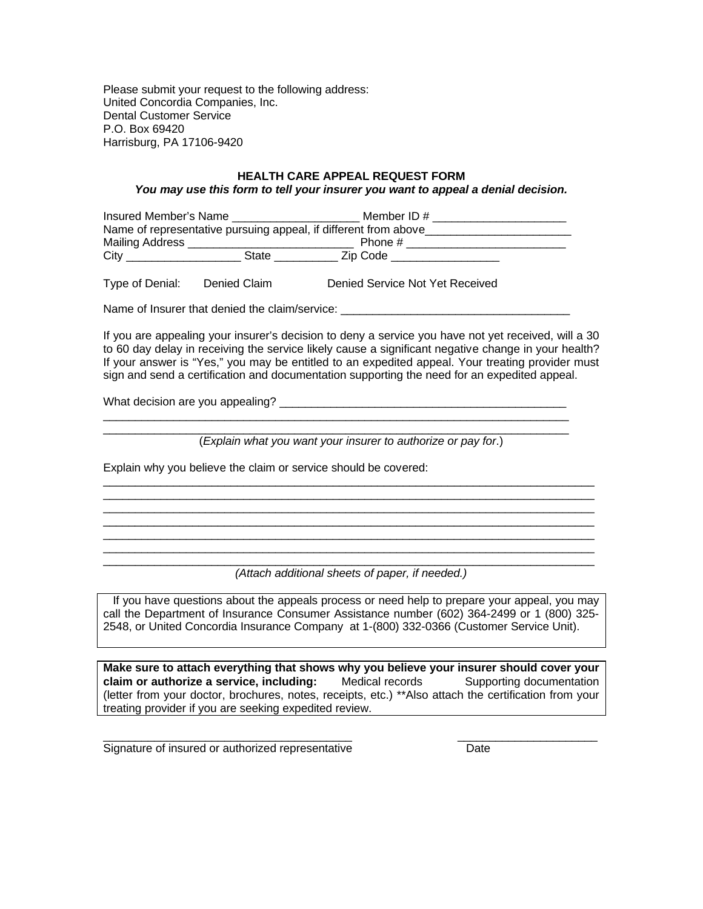Please submit your request to the following address:
United Concordia Companies, Inc.
Dental Customer Service
P.O. Box 69420
Harrisburg, PA 17106-9420

**HEALTH CARE APPEAL REQUEST FORM**

***You may use this form to tell your insurer you want to appeal a denial decision.***

Insured Member's Name ____________________ Member ID # _____________________
Name of representative pursuing appeal, if different from above_______________________
Mailing Address ___________________________ Phone # _________________________
City __________________ State __________ Zip Code _________________

Type of Denial: Denied Claim Denied Service Not Yet Received

Name of Insurer that denied the claim/service: ___________________________________

If you are appealing your insurer's decision to deny a service you have not yet received, will a 30 to 60 day delay in receiving the service likely cause a significant negative change in your health? If your answer is "Yes," you may be entitled to an expedited appeal. Your treating provider must sign and send a certification and documentation supporting the need for an expedited appeal.

What decision are you appealing? ______________________________________________
_____________________________________________________________________________
_____________________________________________________________________________
(*Explain what you want your insurer to authorize or pay for*.)

Explain why you believe the claim or service should be covered:
_____________________________________________________________________________
_____________________________________________________________________________
_____________________________________________________________________________
_____________________________________________________________________________
_____________________________________________________________________________
_____________________________________________________________________________
_____________________________________________________________________________
*(Attach additional sheets of paper, if needed.)*

If you have questions about the appeals process or need help to prepare your appeal, you may call the Department of Insurance Consumer Assistance number (602) 364-2499 or 1 (800) 325-2548, or United Concordia Insurance Company at 1-(800) 332-0366 (Customer Service Unit).

**Make sure to attach everything that shows why you believe your insurer should cover your claim or authorize a service, including:** Medical records Supporting documentation (letter from your doctor, brochures, notes, receipts, etc.) **Also attach the certification from your treating provider if you are seeking expedited review.

_______________________________________ ______________________
Signature of insured or authorized representative Date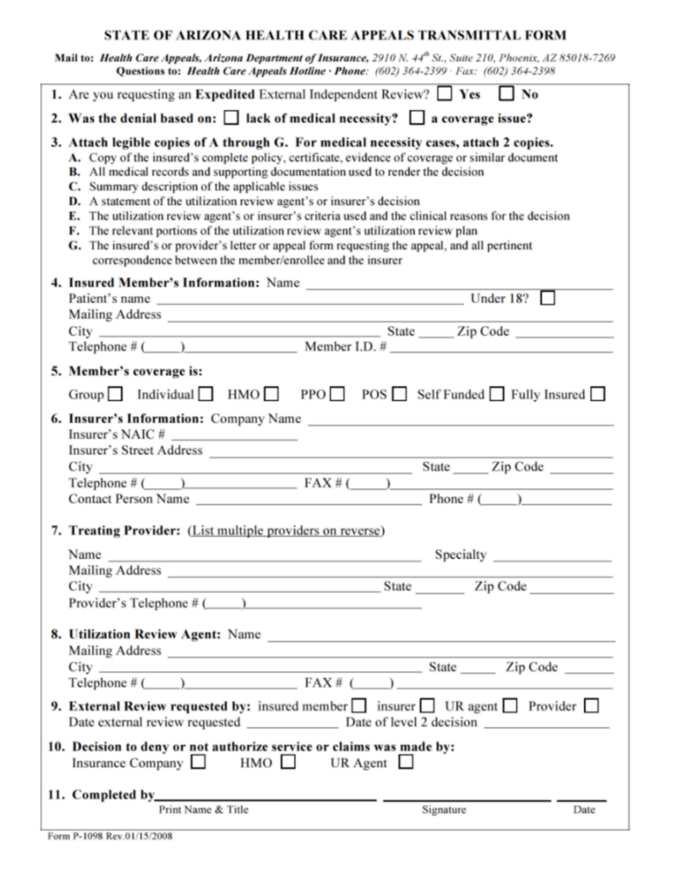# STATE OF ARIZONA HEALTH CARE APPEALS TRANSMITTAL FORM

**Mail to:** ***Health Care Appeals, Arizona Department of Insurance,*** *2910 N. 44th St., Suite 210, Phoenix, AZ 85018-7269*
**Questions to:** ***Health Care Appeals Hotline*** · *Phone: (602) 364-2399 · Fax: (602) 364-2398*

1. Are you requesting an **Expedited** External Independent Review? ☐ **Yes** ☐ **No**

2. **Was the denial based on:** ☐ **lack of medical necessity?** ☐ **a coverage issue?**

3. **Attach legible copies of A through G. For medical necessity cases, attach 2 copies.**
   - **A.** Copy of the insured's complete policy, certificate, evidence of coverage or similar document
   - **B.** All medical records and supporting documentation used to render the decision
   - **C.** Summary description of the applicable issues
   - **D.** A statement of the utilization review agent's or insurer's decision
   - **E.** The utilization review agent's or insurer's criteria used and the clinical reasons for the decision
   - **F.** The relevant portions of the utilization review agent's utilization review plan
   - **G.** The insured's or provider's letter or appeal form requesting the appeal, and all pertinent correspondence between the member/enrollee and the insurer

4. **Insured Member's Information:** Name ____________________
   Patient's name ____________________ Under 18? ☐
   Mailing Address ____________________
   City ____________________ State _____ Zip Code __________
   Telephone # (_____)__________ Member I.D. # ____________________

5. **Member's coverage is:**
   Group ☐ Individual ☐ HMO ☐ PPO ☐ POS ☐ Self Funded ☐ Fully Insured ☐

6. **Insurer's Information:** Company Name ____________________
   Insurer's NAIC # ____________________
   Insurer's Street Address ____________________
   City ____________________ State _____ Zip Code __________
   Telephone # (_____)__________ FAX # (_____)__________
   Contact Person Name ____________________ Phone # (_____)__________

7. **Treating Provider:** (List multiple providers on reverse)
   Name ____________________ Specialty ____________________
   Mailing Address ____________________
   City ____________________ State _____ Zip Code __________
   Provider's Telephone # (_____)__________

8. **Utilization Review Agent:** Name ____________________
   Mailing Address ____________________
   City ____________________ State _____ Zip Code __________
   Telephone # (_____)__________ FAX # (_____)__________

9. **External Review requested by:** insured member ☐ insurer ☐ UR agent ☐ Provider ☐
   Date external review requested __________ Date of level 2 decision __________

10. **Decision to deny or not authorize service or claims was made by:**
    Insurance Company ☐ HMO ☐ UR Agent ☐

11. **Completed by** ____________________ ____________________ __________
    Print Name & Title Signature Date

Form P-1098 Rev.01/15/2008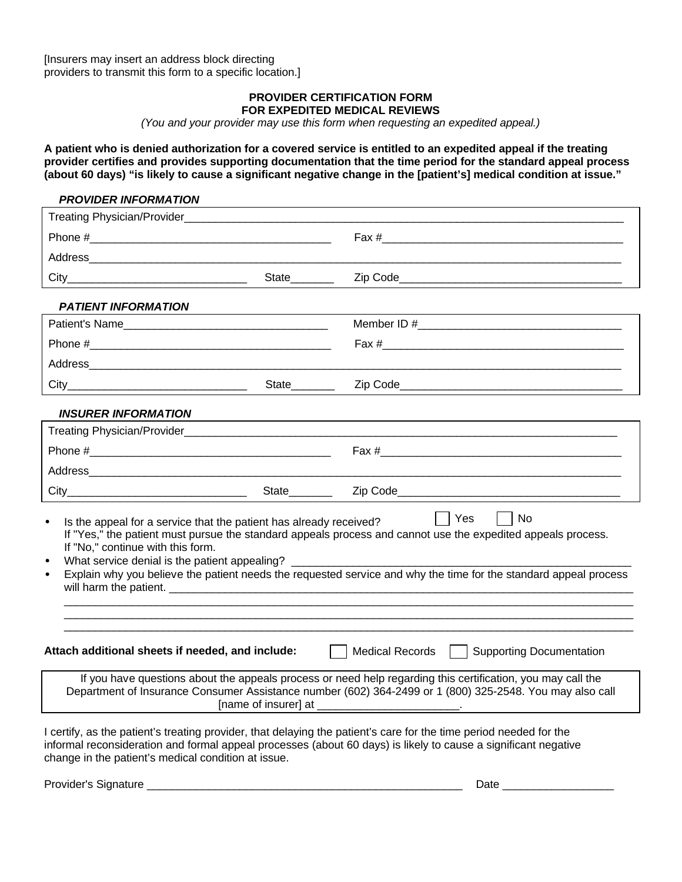[Insurers may insert an address block directing providers to transmit this form to a specific location.]

## PROVIDER CERTIFICATION FORM FOR EXPEDITED MEDICAL REVIEWS

*(You and your provider may use this form when requesting an expedited appeal.)*

**A patient who is denied authorization for a covered service is entitled to an expedited appeal if the treating provider certifies and provides supporting documentation that the time period for the standard appeal process (about 60 days) "is likely to cause a significant negative change in the [patient's] medical condition at issue."**

***PROVIDER INFORMATION***

Treating Physician/Provider________________________________________________________________

Phone #________________________________________ Fax #________________________________________

Address____________________________________________________________________________________

City_____________________________ State_______ Zip Code____________________________________

***PATIENT INFORMATION***

Patient's Name_________________________________ Member ID #_________________________________

Phone #________________________________________ Fax #________________________________________

Address____________________________________________________________________________________

City_____________________________ State_______ Zip Code____________________________________

***INSURER INFORMATION***

Treating Physician/Provider________________________________________________________________

Phone #________________________________________ Fax #________________________________________

Address____________________________________________________________________________________

City_____________________________ State_______ Zip Code____________________________________

- Is the appeal for a service that the patient has already received? ☐ Yes ☐ No
  If "Yes," the patient must pursue the standard appeals process and cannot use the expedited appeals process. If "No," continue with this form.
- What service denial is the patient appealing? ________________________________________________________
- Explain why you believe the patient needs the requested service and why the time for the standard appeal process will harm the patient. ______________________________________________________________________
  ______________________________________________________________________________________________
  ______________________________________________________________________________________________
  ______________________________________________________________________________________________

**Attach additional sheets if needed, and include:** ☐ Medical Records ☐ Supporting Documentation

If you have questions about the appeals process or need help regarding this certification, you may call the Department of Insurance Consumer Assistance number (602) 364-2499 or 1 (800) 325-2548. You may also call [name of insurer] at _______________________.

I certify, as the patient's treating provider, that delaying the patient's care for the time period needed for the informal reconsideration and formal appeal processes (about 60 days) is likely to cause a significant negative change in the patient's medical condition at issue.

Provider's Signature _____________________________________________________ Date __________________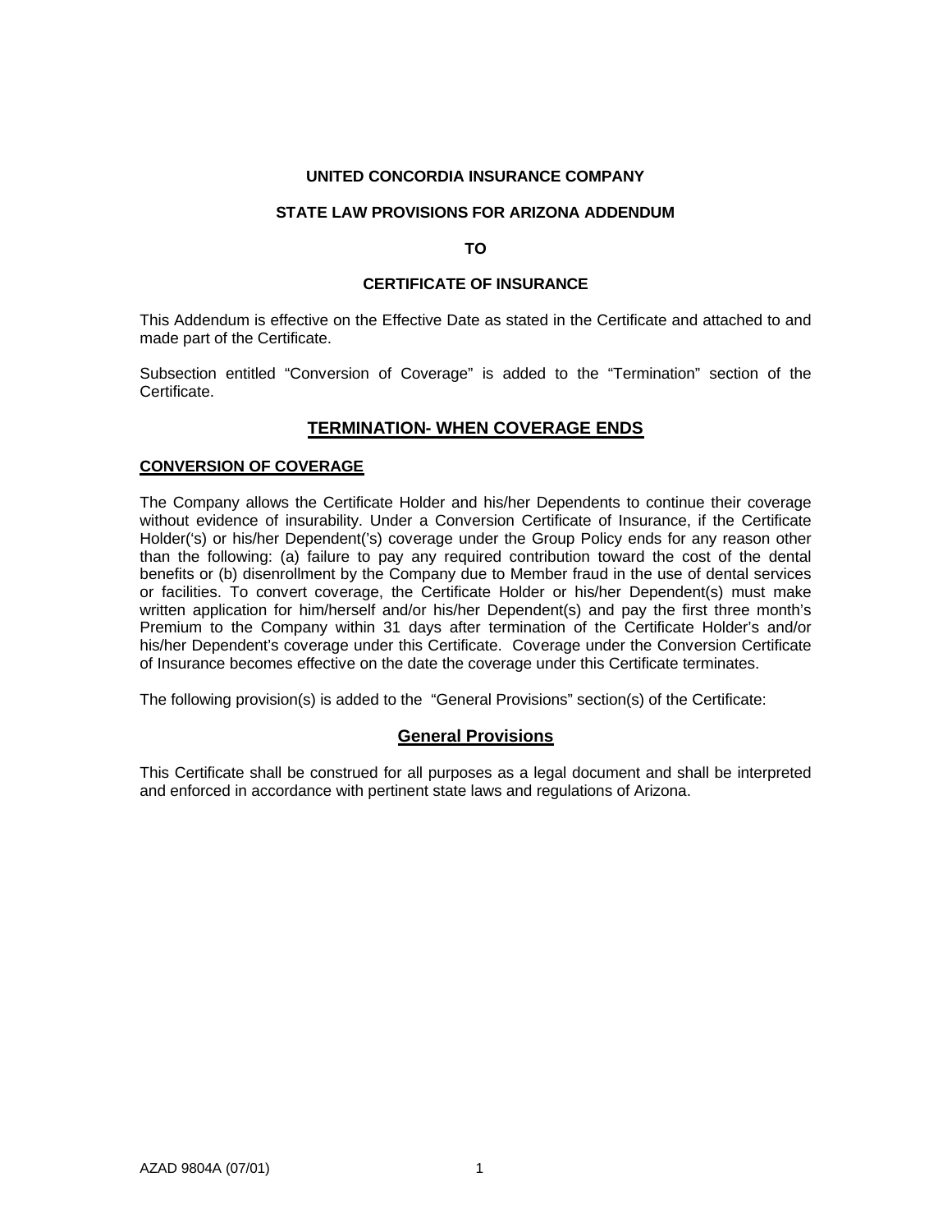**UNITED CONCORDIA INSURANCE COMPANY**

**STATE LAW PROVISIONS FOR ARIZONA ADDENDUM**

**TO**

**CERTIFICATE OF INSURANCE**

This Addendum is effective on the Effective Date as stated in the Certificate and attached to and made part of the Certificate.

Subsection entitled "Conversion of Coverage" is added to the "Termination" section of the Certificate.

## TERMINATION- WHEN COVERAGE ENDS

### CONVERSION OF COVERAGE

The Company allows the Certificate Holder and his/her Dependents to continue their coverage without evidence of insurability. Under a Conversion Certificate of Insurance, if the Certificate Holder('s) or his/her Dependent('s) coverage under the Group Policy ends for any reason other than the following: (a) failure to pay any required contribution toward the cost of the dental benefits or (b) disenrollment by the Company due to Member fraud in the use of dental services or facilities. To convert coverage, the Certificate Holder or his/her Dependent(s) must make written application for him/herself and/or his/her Dependent(s) and pay the first three month's Premium to the Company within 31 days after termination of the Certificate Holder's and/or his/her Dependent's coverage under this Certificate. Coverage under the Conversion Certificate of Insurance becomes effective on the date the coverage under this Certificate terminates.

The following provision(s) is added to the "General Provisions" section(s) of the Certificate:

## General Provisions

This Certificate shall be construed for all purposes as a legal document and shall be interpreted and enforced in accordance with pertinent state laws and regulations of Arizona.

AZAD 9804A (07/01)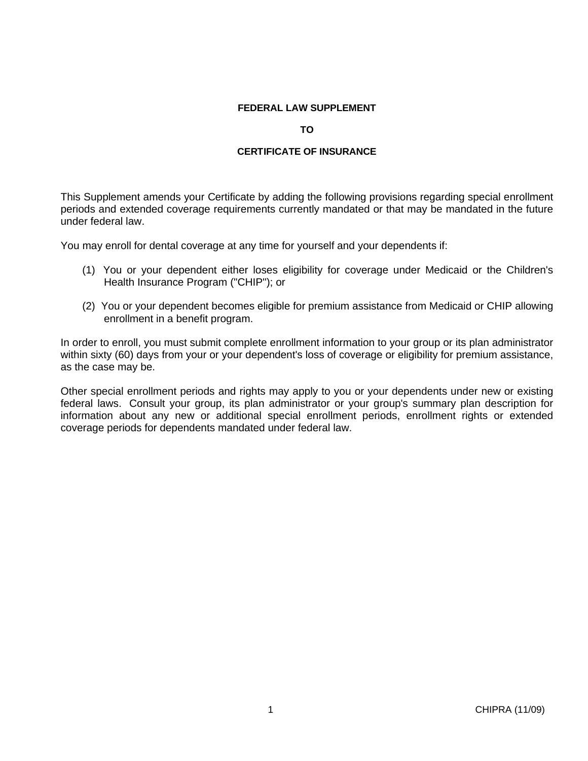# FEDERAL LAW SUPPLEMENT

# TO

# CERTIFICATE OF INSURANCE

This Supplement amends your Certificate by adding the following provisions regarding special enrollment periods and extended coverage requirements currently mandated or that may be mandated in the future under federal law.

You may enroll for dental coverage at any time for yourself and your dependents if:

(1) You or your dependent either loses eligibility for coverage under Medicaid or the Children's Health Insurance Program ("CHIP"); or

(2) You or your dependent becomes eligible for premium assistance from Medicaid or CHIP allowing enrollment in a benefit program.

In order to enroll, you must submit complete enrollment information to your group or its plan administrator within sixty (60) days from your or your dependent's loss of coverage or eligibility for premium assistance, as the case may be.

Other special enrollment periods and rights may apply to you or your dependents under new or existing federal laws. Consult your group, its plan administrator or your group's summary plan description for information about any new or additional special enrollment periods, enrollment rights or extended coverage periods for dependents mandated under federal law.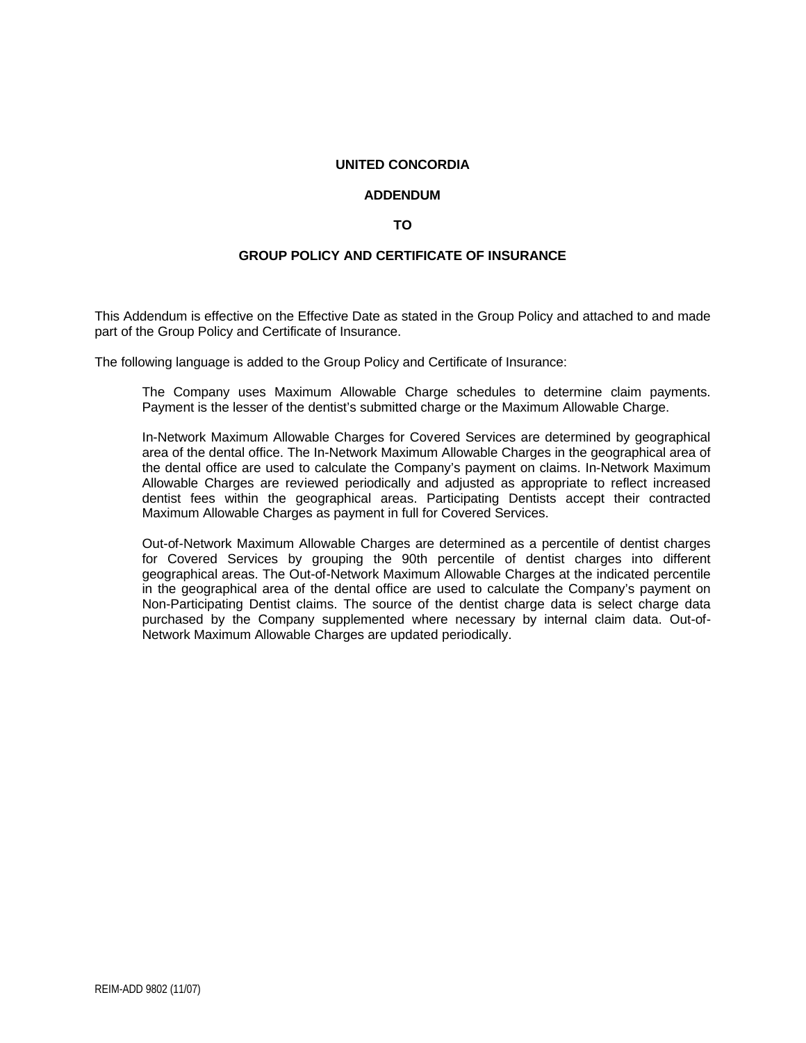**UNITED CONCORDIA**

**ADDENDUM**

**TO**

**GROUP POLICY AND CERTIFICATE OF INSURANCE**

This Addendum is effective on the Effective Date as stated in the Group Policy and attached to and made part of the Group Policy and Certificate of Insurance.

The following language is added to the Group Policy and Certificate of Insurance:

> The Company uses Maximum Allowable Charge schedules to determine claim payments. Payment is the lesser of the dentist's submitted charge or the Maximum Allowable Charge.
>
> In-Network Maximum Allowable Charges for Covered Services are determined by geographical area of the dental office. The In-Network Maximum Allowable Charges in the geographical area of the dental office are used to calculate the Company's payment on claims. In-Network Maximum Allowable Charges are reviewed periodically and adjusted as appropriate to reflect increased dentist fees within the geographical areas. Participating Dentists accept their contracted Maximum Allowable Charges as payment in full for Covered Services.
>
> Out-of-Network Maximum Allowable Charges are determined as a percentile of dentist charges for Covered Services by grouping the 90th percentile of dentist charges into different geographical areas. The Out-of-Network Maximum Allowable Charges at the indicated percentile in the geographical area of the dental office are used to calculate the Company's payment on Non-Participating Dentist claims. The source of the dentist charge data is select charge data purchased by the Company supplemented where necessary by internal claim data. Out-of-Network Maximum Allowable Charges are updated periodically.

REIM-ADD 9802 (11/07)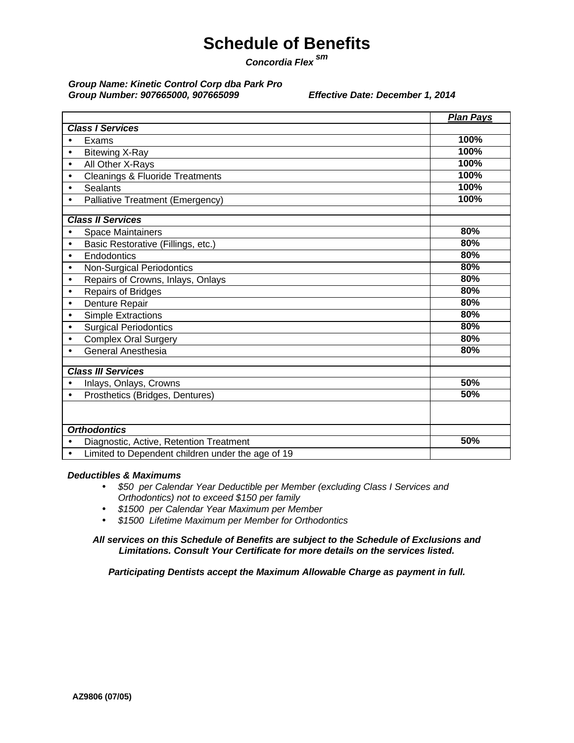# Schedule of Benefits

***Concordia Flex*** $^{sm}$

***Group Name: Kinetic Control Corp dba Park Pro***
***Group Number: 907665000, 907665099*** ***Effective Date: December 1, 2014***

| | ***Plan Pays*** |
|---|---|
| ***Class I Services*** | |
| • Exams | **100%** |
| • Bitewing X-Ray | **100%** |
| • All Other X-Rays | **100%** |
| • Cleanings & Fluoride Treatments | **100%** |
| • Sealants | **100%** |
| • Palliative Treatment (Emergency) | **100%** |
| | |
| ***Class II Services*** | |
| • Space Maintainers | **80%** |
| • Basic Restorative (Fillings, etc.) | **80%** |
| • Endodontics | **80%** |
| • Non-Surgical Periodontics | **80%** |
| • Repairs of Crowns, Inlays, Onlays | **80%** |
| • Repairs of Bridges | **80%** |
| • Denture Repair | **80%** |
| • Simple Extractions | **80%** |
| • Surgical Periodontics | **80%** |
| • Complex Oral Surgery | **80%** |
| • General Anesthesia | **80%** |
| | |
| ***Class III Services*** | |
| • Inlays, Onlays, Crowns | **50%** |
| • Prosthetics (Bridges, Dentures) | **50%** |
| | |
| ***Orthodontics*** | |
| • Diagnostic, Active, Retention Treatment | **50%** |
| • Limited to Dependent children under the age of 19 | |

***Deductibles & Maximums***

- *$50 per Calendar Year Deductible per Member (excluding Class I Services and Orthodontics) not to exceed $150 per family*
- *$1500 per Calendar Year Maximum per Member*
- *$1500 Lifetime Maximum per Member for Orthodontics*

***All services on this Schedule of Benefits are subject to the Schedule of Exclusions and Limitations. Consult Your Certificate for more details on the services listed.***

***Participating Dentists accept the Maximum Allowable Charge as payment in full.***

**AZ9806 (07/05)**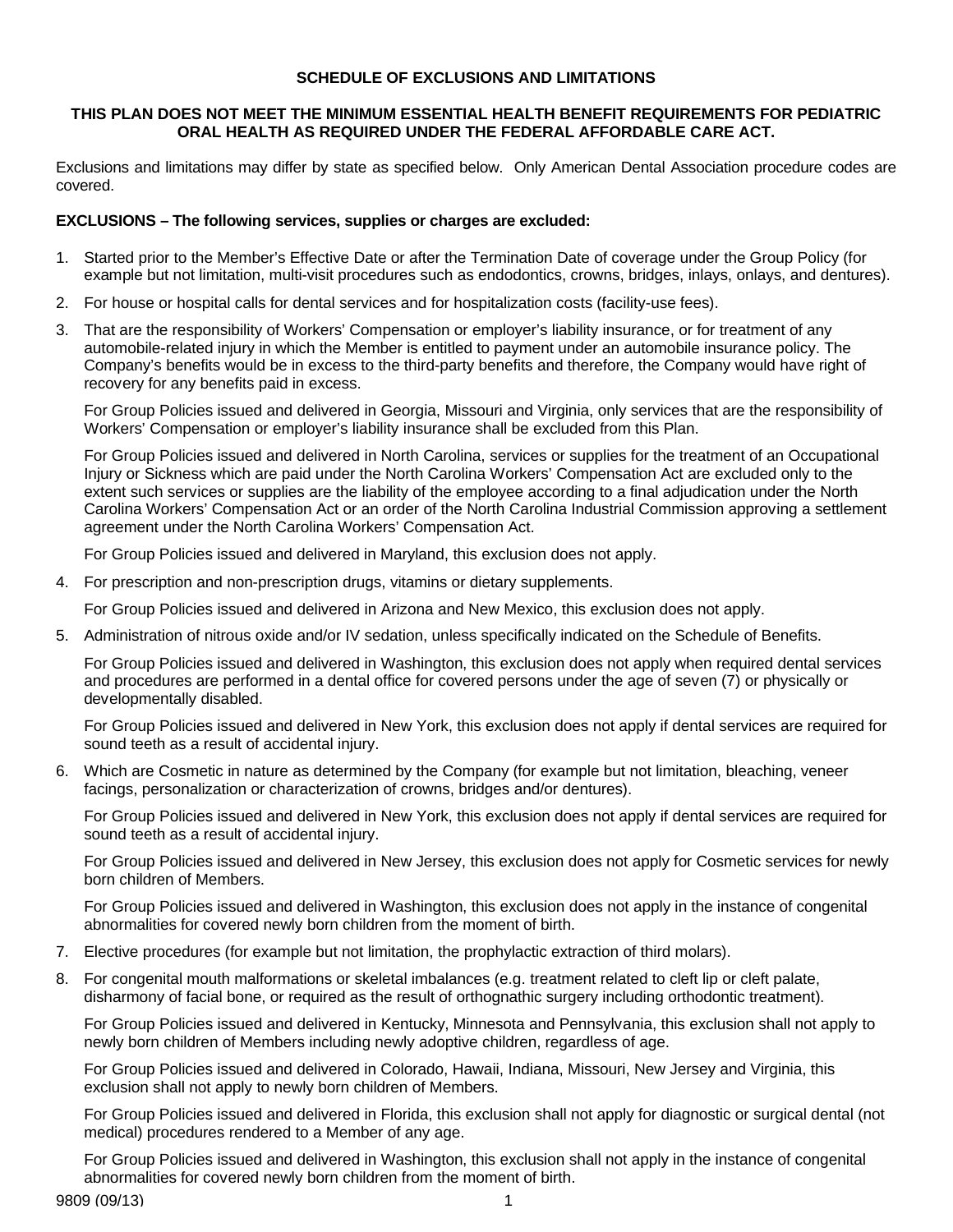## SCHEDULE OF EXCLUSIONS AND LIMITATIONS

**THIS PLAN DOES NOT MEET THE MINIMUM ESSENTIAL HEALTH BENEFIT REQUIREMENTS FOR PEDIATRIC ORAL HEALTH AS REQUIRED UNDER THE FEDERAL AFFORDABLE CARE ACT.**

Exclusions and limitations may differ by state as specified below. Only American Dental Association procedure codes are covered.

**EXCLUSIONS – The following services, supplies or charges are excluded:**

1. Started prior to the Member's Effective Date or after the Termination Date of coverage under the Group Policy (for example but not limitation, multi-visit procedures such as endodontics, crowns, bridges, inlays, onlays, and dentures).
2. For house or hospital calls for dental services and for hospitalization costs (facility-use fees).
3. That are the responsibility of Workers' Compensation or employer's liability insurance, or for treatment of any automobile-related injury in which the Member is entitled to payment under an automobile insurance policy. The Company's benefits would be in excess to the third-party benefits and therefore, the Company would have right of recovery for any benefits paid in excess.

   For Group Policies issued and delivered in Georgia, Missouri and Virginia, only services that are the responsibility of Workers' Compensation or employer's liability insurance shall be excluded from this Plan.

   For Group Policies issued and delivered in North Carolina, services or supplies for the treatment of an Occupational Injury or Sickness which are paid under the North Carolina Workers' Compensation Act are excluded only to the extent such services or supplies are the liability of the employee according to a final adjudication under the North Carolina Workers' Compensation Act or an order of the North Carolina Industrial Commission approving a settlement agreement under the North Carolina Workers' Compensation Act.

   For Group Policies issued and delivered in Maryland, this exclusion does not apply.
4. For prescription and non-prescription drugs, vitamins or dietary supplements.

   For Group Policies issued and delivered in Arizona and New Mexico, this exclusion does not apply.
5. Administration of nitrous oxide and/or IV sedation, unless specifically indicated on the Schedule of Benefits.

   For Group Policies issued and delivered in Washington, this exclusion does not apply when required dental services and procedures are performed in a dental office for covered persons under the age of seven (7) or physically or developmentally disabled.

   For Group Policies issued and delivered in New York, this exclusion does not apply if dental services are required for sound teeth as a result of accidental injury.
6. Which are Cosmetic in nature as determined by the Company (for example but not limitation, bleaching, veneer facings, personalization or characterization of crowns, bridges and/or dentures).

   For Group Policies issued and delivered in New York, this exclusion does not apply if dental services are required for sound teeth as a result of accidental injury.

   For Group Policies issued and delivered in New Jersey, this exclusion does not apply for Cosmetic services for newly born children of Members.

   For Group Policies issued and delivered in Washington, this exclusion does not apply in the instance of congenital abnormalities for covered newly born children from the moment of birth.
7. Elective procedures (for example but not limitation, the prophylactic extraction of third molars).
8. For congenital mouth malformations or skeletal imbalances (e.g. treatment related to cleft lip or cleft palate, disharmony of facial bone, or required as the result of orthognathic surgery including orthodontic treatment).

   For Group Policies issued and delivered in Kentucky, Minnesota and Pennsylvania, this exclusion shall not apply to newly born children of Members including newly adoptive children, regardless of age.

   For Group Policies issued and delivered in Colorado, Hawaii, Indiana, Missouri, New Jersey and Virginia, this exclusion shall not apply to newly born children of Members.

   For Group Policies issued and delivered in Florida, this exclusion shall not apply for diagnostic or surgical dental (not medical) procedures rendered to a Member of any age.

   For Group Policies issued and delivered in Washington, this exclusion shall not apply in the instance of congenital abnormalities for covered newly born children from the moment of birth.

9809 (09/13)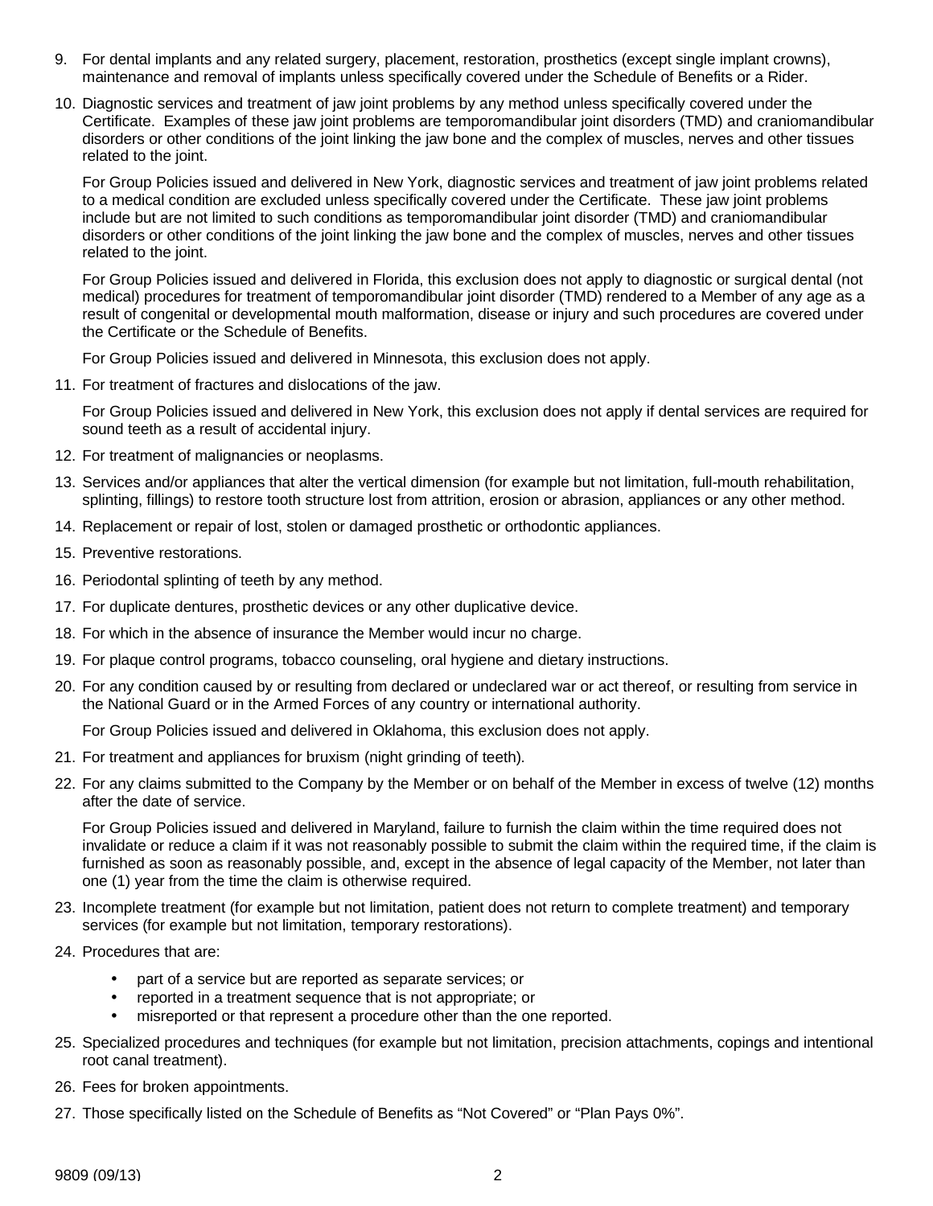9. For dental implants and any related surgery, placement, restoration, prosthetics (except single implant crowns), maintenance and removal of implants unless specifically covered under the Schedule of Benefits or a Rider.

10. Diagnostic services and treatment of jaw joint problems by any method unless specifically covered under the Certificate. Examples of these jaw joint problems are temporomandibular joint disorders (TMD) and craniomandibular disorders or other conditions of the joint linking the jaw bone and the complex of muscles, nerves and other tissues related to the joint.

    For Group Policies issued and delivered in New York, diagnostic services and treatment of jaw joint problems related to a medical condition are excluded unless specifically covered under the Certificate. These jaw joint problems include but are not limited to such conditions as temporomandibular joint disorder (TMD) and craniomandibular disorders or other conditions of the joint linking the jaw bone and the complex of muscles, nerves and other tissues related to the joint.

    For Group Policies issued and delivered in Florida, this exclusion does not apply to diagnostic or surgical dental (not medical) procedures for treatment of temporomandibular joint disorder (TMD) rendered to a Member of any age as a result of congenital or developmental mouth malformation, disease or injury and such procedures are covered under the Certificate or the Schedule of Benefits.

    For Group Policies issued and delivered in Minnesota, this exclusion does not apply.

11. For treatment of fractures and dislocations of the jaw.

    For Group Policies issued and delivered in New York, this exclusion does not apply if dental services are required for sound teeth as a result of accidental injury.

12. For treatment of malignancies or neoplasms.

13. Services and/or appliances that alter the vertical dimension (for example but not limitation, full-mouth rehabilitation, splinting, fillings) to restore tooth structure lost from attrition, erosion or abrasion, appliances or any other method.

14. Replacement or repair of lost, stolen or damaged prosthetic or orthodontic appliances.

15. Preventive restorations.

16. Periodontal splinting of teeth by any method.

17. For duplicate dentures, prosthetic devices or any other duplicative device.

18. For which in the absence of insurance the Member would incur no charge.

19. For plaque control programs, tobacco counseling, oral hygiene and dietary instructions.

20. For any condition caused by or resulting from declared or undeclared war or act thereof, or resulting from service in the National Guard or in the Armed Forces of any country or international authority.

    For Group Policies issued and delivered in Oklahoma, this exclusion does not apply.

21. For treatment and appliances for bruxism (night grinding of teeth).

22. For any claims submitted to the Company by the Member or on behalf of the Member in excess of twelve (12) months after the date of service.

    For Group Policies issued and delivered in Maryland, failure to furnish the claim within the time required does not invalidate or reduce a claim if it was not reasonably possible to submit the claim within the required time, if the claim is furnished as soon as reasonably possible, and, except in the absence of legal capacity of the Member, not later than one (1) year from the time the claim is otherwise required.

23. Incomplete treatment (for example but not limitation, patient does not return to complete treatment) and temporary services (for example but not limitation, temporary restorations).

24. Procedures that are:

    - part of a service but are reported as separate services; or
    - reported in a treatment sequence that is not appropriate; or
    - misreported or that represent a procedure other than the one reported.

25. Specialized procedures and techniques (for example but not limitation, precision attachments, copings and intentional root canal treatment).

26. Fees for broken appointments.

27. Those specifically listed on the Schedule of Benefits as "Not Covered" or "Plan Pays 0%".

9809 (09/13)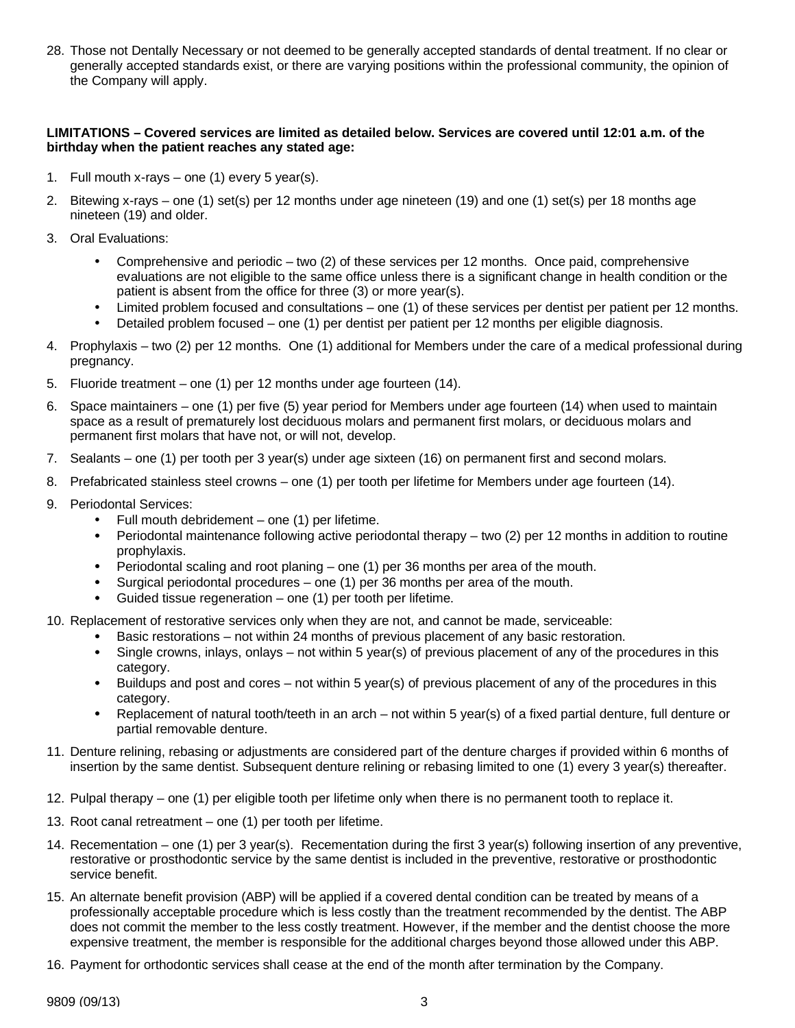28. Those not Dentally Necessary or not deemed to be generally accepted standards of dental treatment. If no clear or generally accepted standards exist, or there are varying positions within the professional community, the opinion of the Company will apply.

**LIMITATIONS – Covered services are limited as detailed below. Services are covered until 12:01 a.m. of the birthday when the patient reaches any stated age:**

1. Full mouth x-rays – one (1) every 5 year(s).
2. Bitewing x-rays – one (1) set(s) per 12 months under age nineteen (19) and one (1) set(s) per 18 months age nineteen (19) and older.
3. Oral Evaluations:
   - Comprehensive and periodic – two (2) of these services per 12 months. Once paid, comprehensive evaluations are not eligible to the same office unless there is a significant change in health condition or the patient is absent from the office for three (3) or more year(s).
   - Limited problem focused and consultations – one (1) of these services per dentist per patient per 12 months.
   - Detailed problem focused – one (1) per dentist per patient per 12 months per eligible diagnosis.
4. Prophylaxis – two (2) per 12 months. One (1) additional for Members under the care of a medical professional during pregnancy.
5. Fluoride treatment – one (1) per 12 months under age fourteen (14).
6. Space maintainers – one (1) per five (5) year period for Members under age fourteen (14) when used to maintain space as a result of prematurely lost deciduous molars and permanent first molars, or deciduous molars and permanent first molars that have not, or will not, develop.
7. Sealants – one (1) per tooth per 3 year(s) under age sixteen (16) on permanent first and second molars.
8. Prefabricated stainless steel crowns – one (1) per tooth per lifetime for Members under age fourteen (14).
9. Periodontal Services:
   - Full mouth debridement – one (1) per lifetime.
   - Periodontal maintenance following active periodontal therapy – two (2) per 12 months in addition to routine prophylaxis.
   - Periodontal scaling and root planing – one (1) per 36 months per area of the mouth.
   - Surgical periodontal procedures – one (1) per 36 months per area of the mouth.
   - Guided tissue regeneration – one (1) per tooth per lifetime.
10. Replacement of restorative services only when they are not, and cannot be made, serviceable:
    - Basic restorations – not within 24 months of previous placement of any basic restoration.
    - Single crowns, inlays, onlays – not within 5 year(s) of previous placement of any of the procedures in this category.
    - Buildups and post and cores – not within 5 year(s) of previous placement of any of the procedures in this category.
    - Replacement of natural tooth/teeth in an arch – not within 5 year(s) of a fixed partial denture, full denture or partial removable denture.
11. Denture relining, rebasing or adjustments are considered part of the denture charges if provided within 6 months of insertion by the same dentist. Subsequent denture relining or rebasing limited to one (1) every 3 year(s) thereafter.
12. Pulpal therapy – one (1) per eligible tooth per lifetime only when there is no permanent tooth to replace it.
13. Root canal retreatment – one (1) per tooth per lifetime.
14. Recementation – one (1) per 3 year(s). Recementation during the first 3 year(s) following insertion of any preventive, restorative or prosthodontic service by the same dentist is included in the preventive, restorative or prosthodontic service benefit.
15. An alternate benefit provision (ABP) will be applied if a covered dental condition can be treated by means of a professionally acceptable procedure which is less costly than the treatment recommended by the dentist. The ABP does not commit the member to the less costly treatment. However, if the member and the dentist choose the more expensive treatment, the member is responsible for the additional charges beyond those allowed under this ABP.
16. Payment for orthodontic services shall cease at the end of the month after termination by the Company.

9809 (09/13)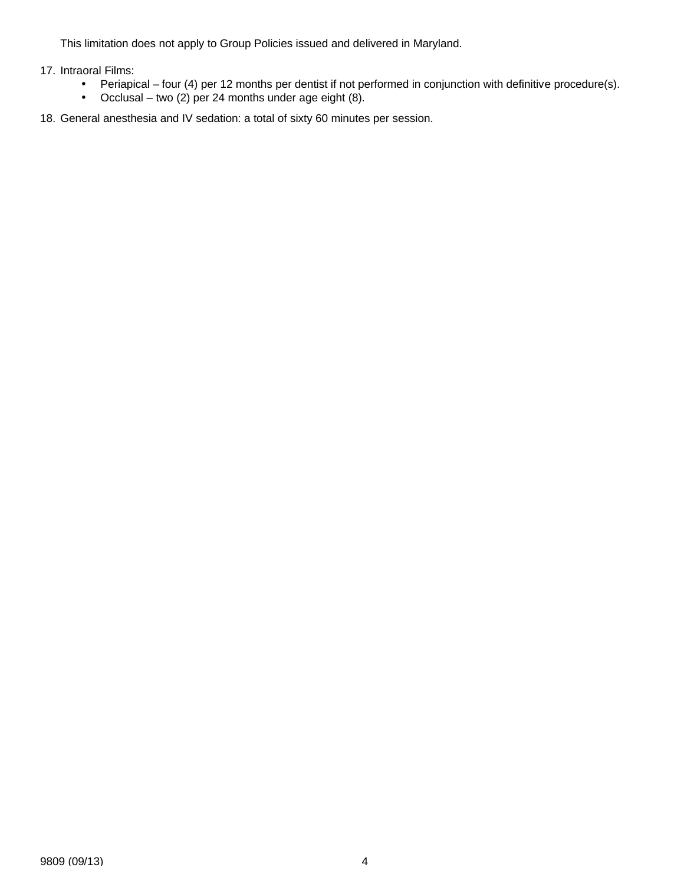This limitation does not apply to Group Policies issued and delivered in Maryland.

17. Intraoral Films:
    - Periapical – four (4) per 12 months per dentist if not performed in conjunction with definitive procedure(s).
    - Occlusal – two (2) per 24 months under age eight (8).

18. General anesthesia and IV sedation: a total of sixty 60 minutes per session.

9809 (09/13)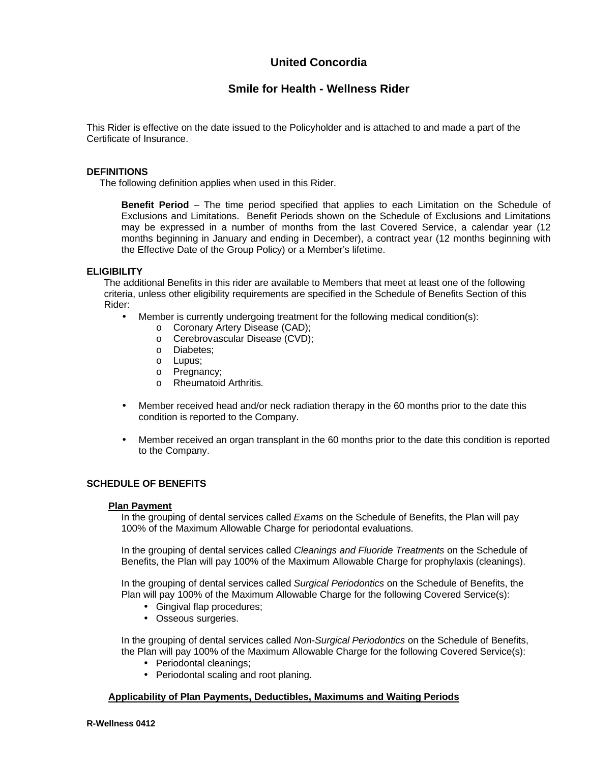# United Concordia

## Smile for Health - Wellness Rider

This Rider is effective on the date issued to the Policyholder and is attached to and made a part of the Certificate of Insurance.

### DEFINITIONS

The following definition applies when used in this Rider.

**Benefit Period** – The time period specified that applies to each Limitation on the Schedule of Exclusions and Limitations. Benefit Periods shown on the Schedule of Exclusions and Limitations may be expressed in a number of months from the last Covered Service, a calendar year (12 months beginning in January and ending in December), a contract year (12 months beginning with the Effective Date of the Group Policy) or a Member's lifetime.

### ELIGIBILITY

The additional Benefits in this rider are available to Members that meet at least one of the following criteria, unless other eligibility requirements are specified in the Schedule of Benefits Section of this Rider:

- Member is currently undergoing treatment for the following medical condition(s):
  - Coronary Artery Disease (CAD);
  - Cerebrovascular Disease (CVD);
  - Diabetes;
  - Lupus;
  - Pregnancy;
  - Rheumatoid Arthritis.
- Member received head and/or neck radiation therapy in the 60 months prior to the date this condition is reported to the Company.
- Member received an organ transplant in the 60 months prior to the date this condition is reported to the Company.

### SCHEDULE OF BENEFITS

**Plan Payment**

In the grouping of dental services called *Exams* on the Schedule of Benefits, the Plan will pay 100% of the Maximum Allowable Charge for periodontal evaluations.

In the grouping of dental services called *Cleanings and Fluoride Treatments* on the Schedule of Benefits, the Plan will pay 100% of the Maximum Allowable Charge for prophylaxis (cleanings).

In the grouping of dental services called *Surgical Periodontics* on the Schedule of Benefits, the Plan will pay 100% of the Maximum Allowable Charge for the following Covered Service(s):

- Gingival flap procedures;
- Osseous surgeries.

In the grouping of dental services called *Non-Surgical Periodontics* on the Schedule of Benefits, the Plan will pay 100% of the Maximum Allowable Charge for the following Covered Service(s):

- Periodontal cleanings;
- Periodontal scaling and root planing.

**Applicability of Plan Payments, Deductibles, Maximums and Waiting Periods**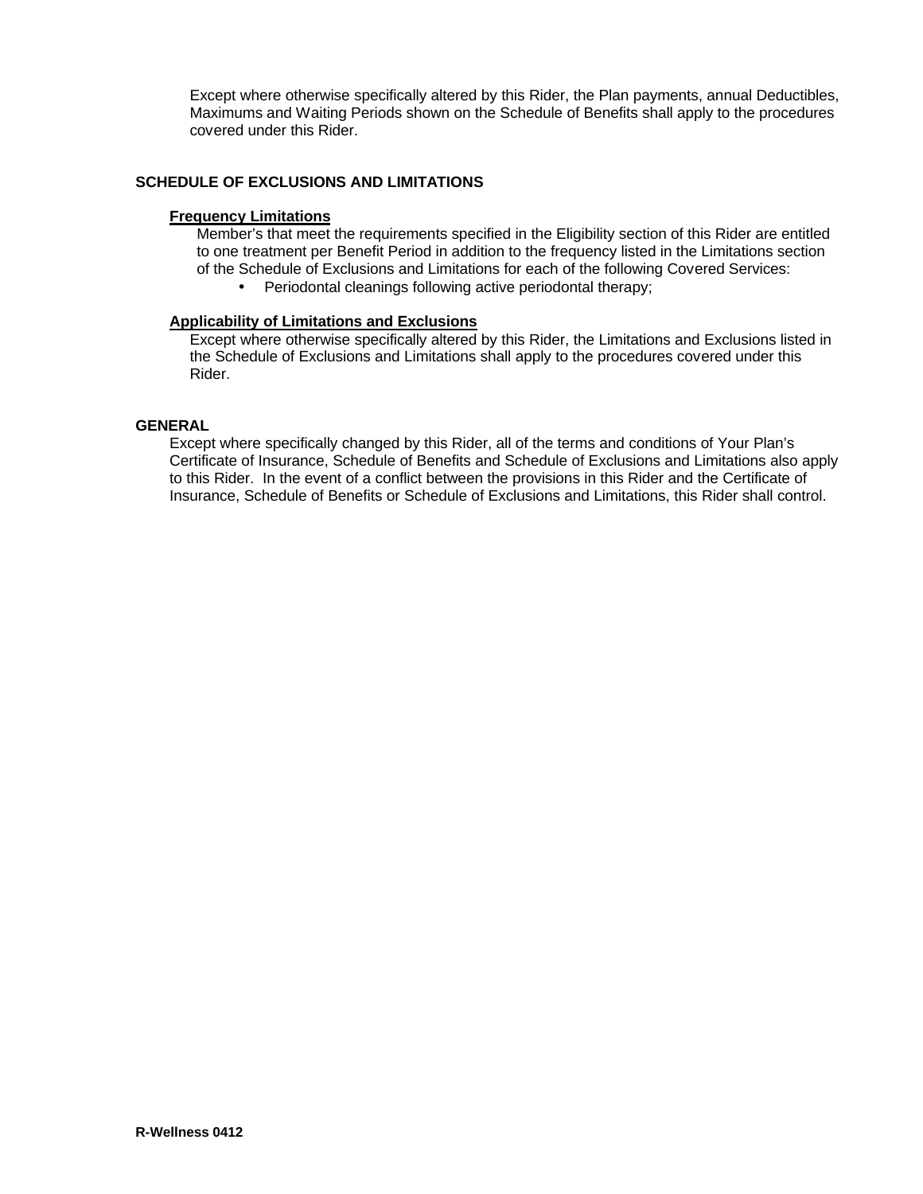Except where otherwise specifically altered by this Rider, the Plan payments, annual Deductibles, Maximums and Waiting Periods shown on the Schedule of Benefits shall apply to the procedures covered under this Rider.

## SCHEDULE OF EXCLUSIONS AND LIMITATIONS

### Frequency Limitations

Member's that meet the requirements specified in the Eligibility section of this Rider are entitled to one treatment per Benefit Period in addition to the frequency listed in the Limitations section of the Schedule of Exclusions and Limitations for each of the following Covered Services:

- Periodontal cleanings following active periodontal therapy;

### Applicability of Limitations and Exclusions

Except where otherwise specifically altered by this Rider, the Limitations and Exclusions listed in the Schedule of Exclusions and Limitations shall apply to the procedures covered under this Rider.

## GENERAL

Except where specifically changed by this Rider, all of the terms and conditions of Your Plan's Certificate of Insurance, Schedule of Benefits and Schedule of Exclusions and Limitations also apply to this Rider. In the event of a conflict between the provisions in this Rider and the Certificate of Insurance, Schedule of Benefits or Schedule of Exclusions and Limitations, this Rider shall control.

**R-Wellness 0412**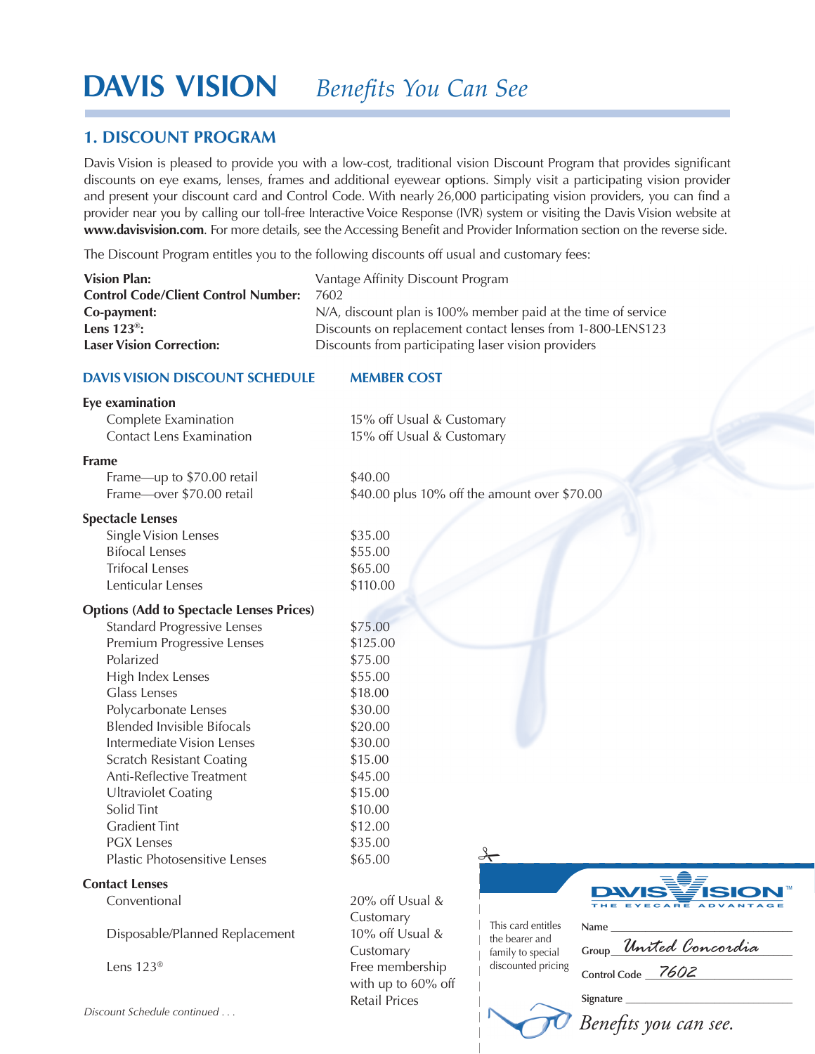# DAVIS VISION *Benefits You Can See*

## 1. DISCOUNT PROGRAM

Davis Vision is pleased to provide you with a low-cost, traditional vision Discount Program that provides significant discounts on eye exams, lenses, frames and additional eyewear options. Simply visit a participating vision provider and present your discount card and Control Code. With nearly 26,000 participating vision providers, you can find a provider near you by calling our toll-free Interactive Voice Response (IVR) system or visiting the Davis Vision website at **www.davisvision.com**. For more details, see the Accessing Benefit and Provider Information section on the reverse side.

The Discount Program entitles you to the following discounts off usual and customary fees:

| | |
|---|---|
| **Vision Plan:** | Vantage Affinity Discount Program |
| **Control Code/Client Control Number:** | 7602 |
| **Co-payment:** | N/A, discount plan is 100% member paid at the time of service |
| **Lens 123®:** | Discounts on replacement contact lenses from 1-800-LENS123 |
| **Laser Vision Correction:** | Discounts from participating laser vision providers |

| DAVIS VISION DISCOUNT SCHEDULE | MEMBER COST |
|---|---|
| **Eye examination** | |
| Complete Examination | 15% off Usual & Customary |
| Contact Lens Examination | 15% off Usual & Customary |
| **Frame** | |
| Frame—up to $70.00 retail | $40.00 |
| Frame—over $70.00 retail | $40.00 plus 10% off the amount over $70.00 |
| **Spectacle Lenses** | |
| Single Vision Lenses | $35.00 |
| Bifocal Lenses | $55.00 |
| Trifocal Lenses | $65.00 |
| Lenticular Lenses | $110.00 |
| **Options (Add to Spectacle Lenses Prices)** | |
| Standard Progressive Lenses | $75.00 |
| Premium Progressive Lenses | $125.00 |
| Polarized | $75.00 |
| High Index Lenses | $55.00 |
| Glass Lenses | $18.00 |
| Polycarbonate Lenses | $30.00 |
| Blended Invisible Bifocals | $20.00 |
| Intermediate Vision Lenses | $30.00 |
| Scratch Resistant Coating | $15.00 |
| Anti-Reflective Treatment | $45.00 |
| Ultraviolet Coating | $15.00 |
| Solid Tint | $10.00 |
| Gradient Tint | $12.00 |
| PGX Lenses | $35.00 |
| Plastic Photosensitive Lenses | $65.00 |
| **Contact Lenses** | |
| Conventional | 20% off Usual & Customary |
| Disposable/Planned Replacement | 10% off Usual & Customary |
| Lens 123® | Free membership with up to 60% off Retail Prices |

*Discount Schedule continued . . .*

DAVIS VISION™ THE EYECARE ADVANTAGE

This card entitles the bearer and family to special discounted pricing

Name ____________

Group *United Concordia*

Control Code *7602*

Signature ____________

*Benefits you can see.*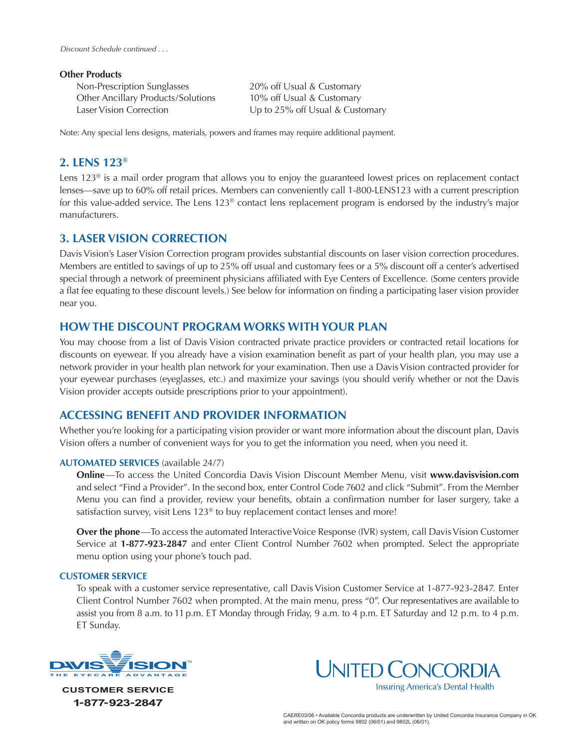*Discount Schedule continued . . .*

**Other Products**

| | |
|---|---|
| Non-Prescription Sunglasses | 20% off Usual & Customary |
| Other Ancillary Products/Solutions | 10% off Usual & Customary |
| Laser Vision Correction | Up to 25% off Usual & Customary |

Note: Any special lens designs, materials, powers and frames may require additional payment.

## 2. LENS 123®

Lens 123® is a mail order program that allows you to enjoy the guaranteed lowest prices on replacement contact lenses—save up to 60% off retail prices. Members can conveniently call 1-800-LENS123 with a current prescription for this value-added service. The Lens 123® contact lens replacement program is endorsed by the industry's major manufacturers.

## 3. LASER VISION CORRECTION

Davis Vision's Laser Vision Correction program provides substantial discounts on laser vision correction procedures. Members are entitled to savings of up to 25% off usual and customary fees or a 5% discount off a center's advertised special through a network of preeminent physicians affiliated with Eye Centers of Excellence. (Some centers provide a flat fee equating to these discount levels.) See below for information on finding a participating laser vision provider near you.

## HOW THE DISCOUNT PROGRAM WORKS WITH YOUR PLAN

You may choose from a list of Davis Vision contracted private practice providers or contracted retail locations for discounts on eyewear. If you already have a vision examination benefit as part of your health plan, you may use a network provider in your health plan network for your examination. Then use a Davis Vision contracted provider for your eyewear purchases (eyeglasses, etc.) and maximize your savings (you should verify whether or not the Davis Vision provider accepts outside prescriptions prior to your appointment).

## ACCESSING BENEFIT AND PROVIDER INFORMATION

Whether you're looking for a participating vision provider or want more information about the discount plan, Davis Vision offers a number of convenient ways for you to get the information you need, when you need it.

### AUTOMATED SERVICES (available 24/7)

**Online**—To access the United Concordia Davis Vision Discount Member Menu, visit **www.davisvision.com** and select "Find a Provider". In the second box, enter Control Code 7602 and click "Submit". From the Member Menu you can find a provider, review your benefits, obtain a confirmation number for laser surgery, take a satisfaction survey, visit Lens 123® to buy replacement contact lenses and more!

**Over the phone**—To access the automated Interactive Voice Response (IVR) system, call Davis Vision Customer Service at **1-877-923-2847** and enter Client Control Number 7602 when prompted. Select the appropriate menu option using your phone's touch pad.

### CUSTOMER SERVICE

To speak with a customer service representative, call Davis Vision Customer Service at 1-877-923-2847. Enter Client Control Number 7602 when prompted. At the main menu, press "0". Our representatives are available to assist you from 8 a.m. to 11 p.m. ET Monday through Friday, 9 a.m. to 4 p.m. ET Saturday and 12 p.m. to 4 p.m. ET Sunday.

DAVIS VISION™
THE EYECARE ADVANTAGE

**CUSTOMER SERVICE**
**1-877-923-2847**

UNITED CONCORDIA
Insuring America's Dental Health

CAERE03/06 • Available Concordia products are underwritten by United Concordia Insurance Company in OK and written on OK policy forms 9802 (06/01) and 9802L (06/01).